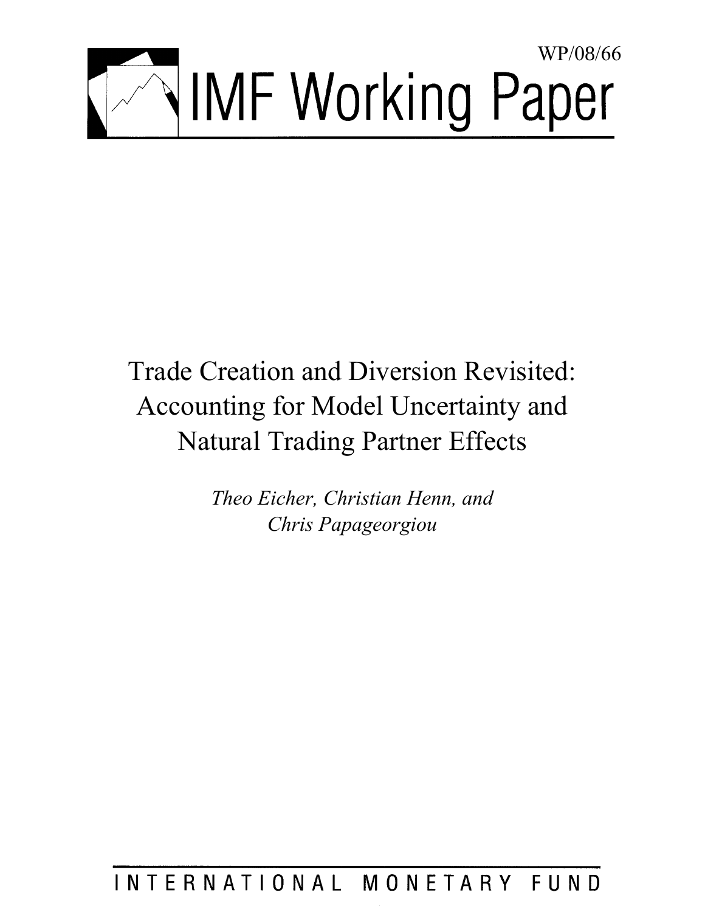WP/08/66

# IMF Working Paper

# Trade Creation and Diversion Revisited: Accounting for Model Uncertainty and Natural Trading Partner Effects

*Theo Eicher, Christian Henn, and Chris Papageorgiou*

INTERNATIONAL MONETARY FUND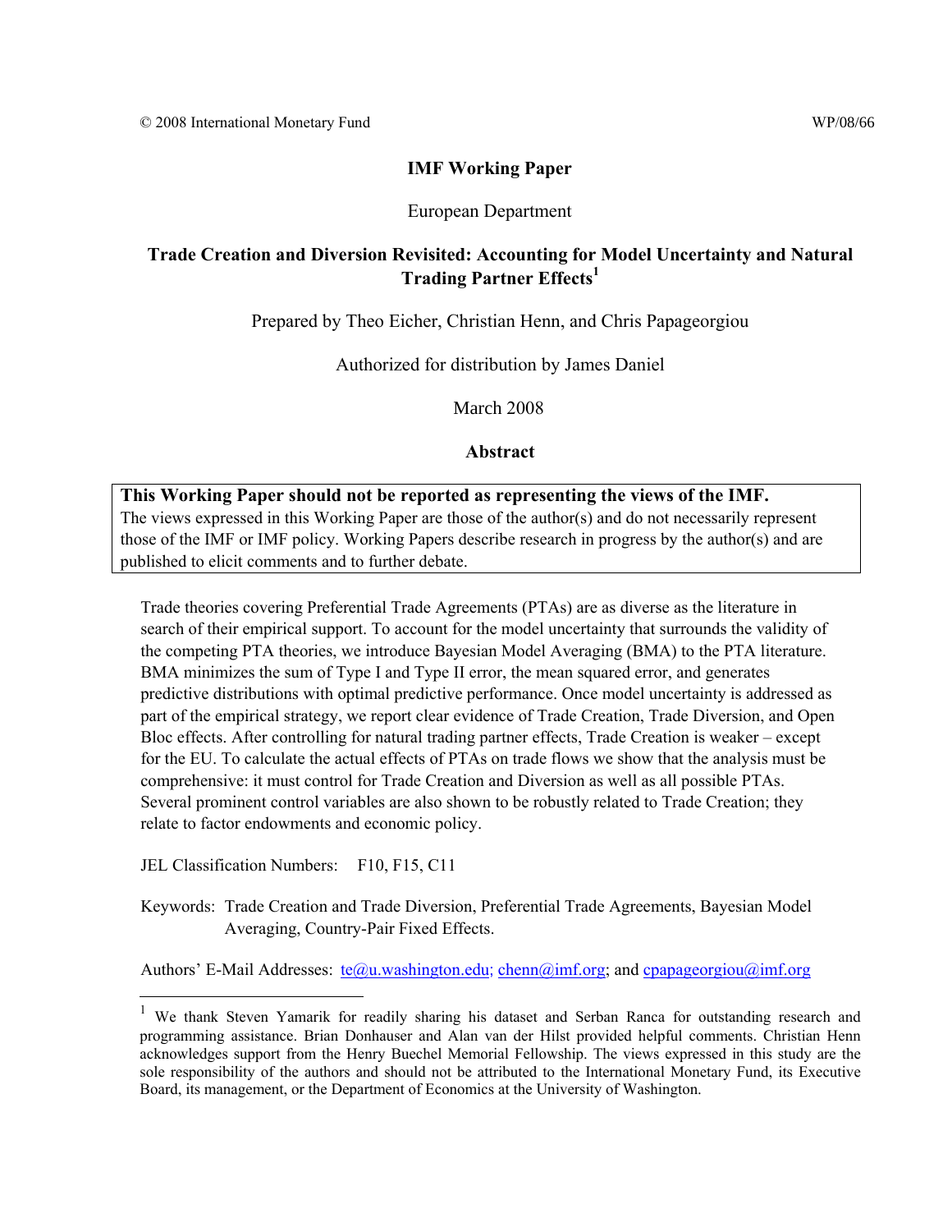© 2008 International Monetary Fund WP/08/66

**IMF Working Paper**

European Department

# Trade Creation and Diversion Revisited: Accounting for Model Uncertainty and Natural Trading Partner Effects[1]

Prepared by Theo Eicher, Christian Henn, and Chris Papageorgiou

Authorized for distribution by James Daniel

March 2008

## Abstract

**This Working Paper should not be reported as representing the views of the IMF.**
The views expressed in this Working Paper are those of the author(s) and do not necessarily represent those of the IMF or IMF policy. Working Papers describe research in progress by the author(s) and are published to elicit comments and to further debate.

Trade theories covering Preferential Trade Agreements (PTAs) are as diverse as the literature in search of their empirical support. To account for the model uncertainty that surrounds the validity of the competing PTA theories, we introduce Bayesian Model Averaging (BMA) to the PTA literature. BMA minimizes the sum of Type I and Type II error, the mean squared error, and generates predictive distributions with optimal predictive performance. Once model uncertainty is addressed as part of the empirical strategy, we report clear evidence of Trade Creation, Trade Diversion, and Open Bloc effects. After controlling for natural trading partner effects, Trade Creation is weaker – except for the EU. To calculate the actual effects of PTAs on trade flows we show that the analysis must be comprehensive: it must control for Trade Creation and Diversion as well as all possible PTAs. Several prominent control variables are also shown to be robustly related to Trade Creation; they relate to factor endowments and economic policy.

JEL Classification Numbers: F10, F15, C11

Keywords: Trade Creation and Trade Diversion, Preferential Trade Agreements, Bayesian Model Averaging, Country-Pair Fixed Effects.

Authors' E-Mail Addresses: te@u.washington.edu; chenn@imf.org; and cpapageorgiou@imf.org

---

[1] We thank Steven Yamarik for readily sharing his dataset and Serban Ranca for outstanding research and programming assistance. Brian Donhauser and Alan van der Hilst provided helpful comments. Christian Henn acknowledges support from the Henry Buechel Memorial Fellowship. The views expressed in this study are the sole responsibility of the authors and should not be attributed to the International Monetary Fund, its Executive Board, its management, or the Department of Economics at the University of Washington.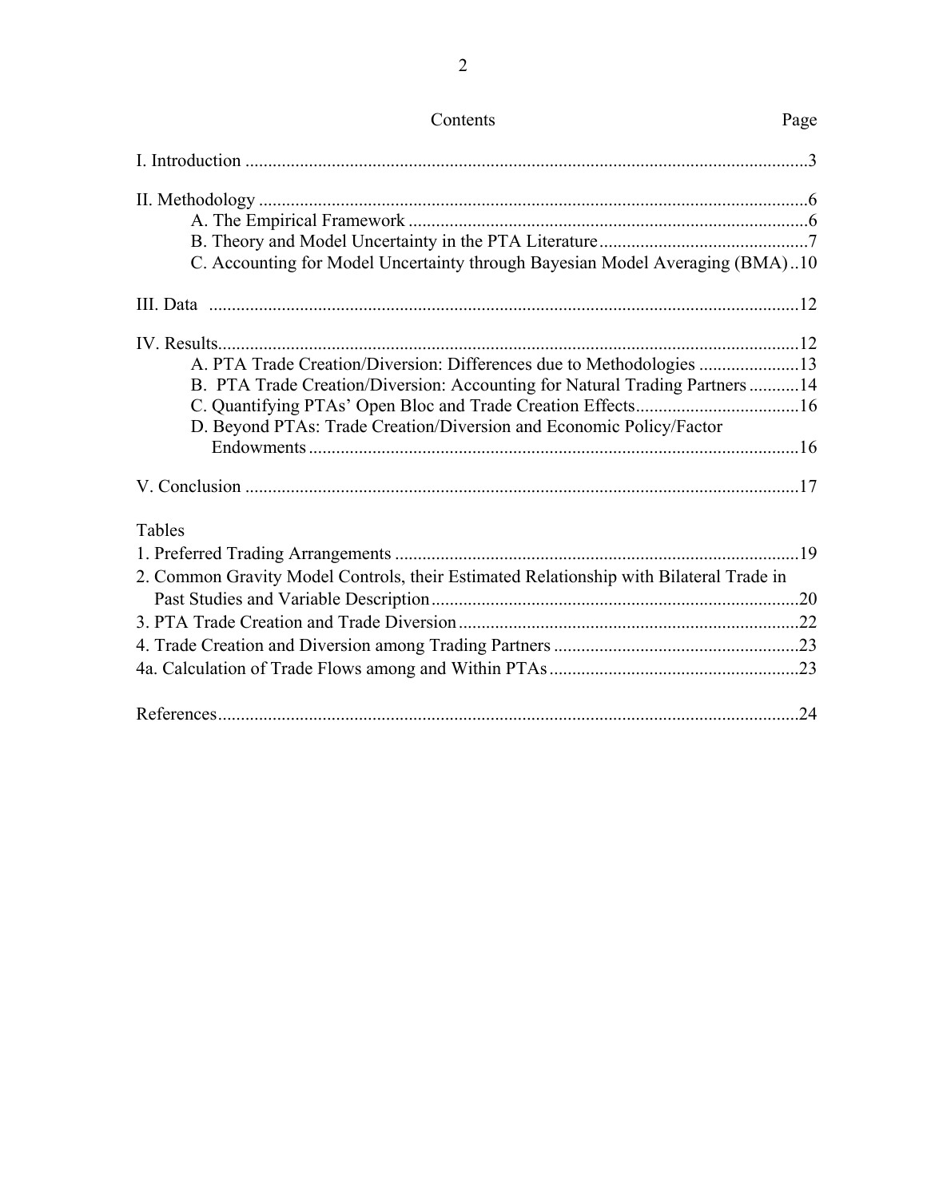Contents Page

I. Introduction ...........................................................................................................................3

II. Methodology ........................................................................................................................6
  A. The Empirical Framework ........................................................................................6
  B. Theory and Model Uncertainty in the PTA Literature ..............................................7
  C. Accounting for Model Uncertainty through Bayesian Model Averaging (BMA) ..10

III. Data .................................................................................................................................12

IV. Results...............................................................................................................................12
  A. PTA Trade Creation/Diversion: Differences due to Methodologies ......................13
  B. PTA Trade Creation/Diversion: Accounting for Natural Trading Partners ...........14
  C. Quantifying PTAs' Open Bloc and Trade Creation Effects....................................16
  D. Beyond PTAs: Trade Creation/Diversion and Economic Policy/Factor Endowments ............................................................................................................16

V. Conclusion .........................................................................................................................17

Tables
1. Preferred Trading Arrangements .........................................................................................19
2. Common Gravity Model Controls, their Estimated Relationship with Bilateral Trade in Past Studies and Variable Description .................................................................................20
3. PTA Trade Creation and Trade Diversion ...........................................................................22
4. Trade Creation and Diversion among Trading Partners ......................................................23
4a. Calculation of Trade Flows among and Within PTAs .......................................................23

References................................................................................................................................24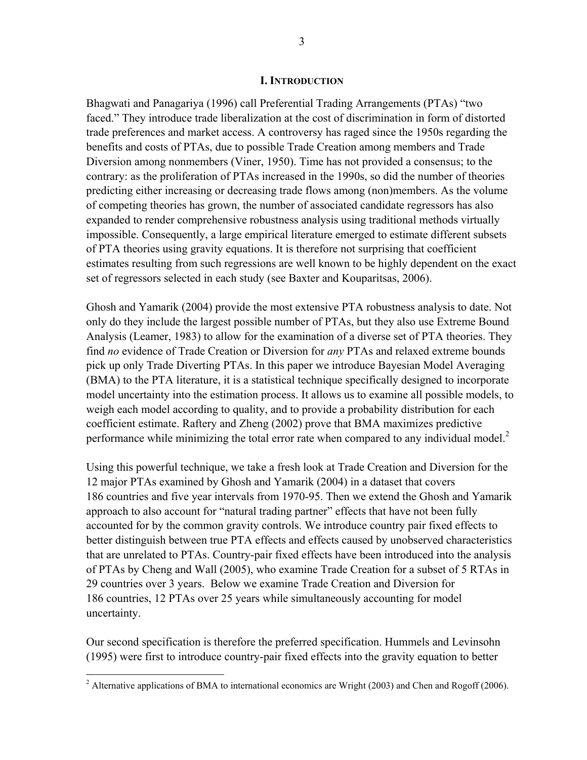## I. INTRODUCTION

Bhagwati and Panagariya (1996) call Preferential Trading Arrangements (PTAs) "two faced." They introduce trade liberalization at the cost of discrimination in form of distorted trade preferences and market access. A controversy has raged since the 1950s regarding the benefits and costs of PTAs, due to possible Trade Creation among members and Trade Diversion among nonmembers (Viner, 1950). Time has not provided a consensus; to the contrary: as the proliferation of PTAs increased in the 1990s, so did the number of theories predicting either increasing or decreasing trade flows among (non)members. As the volume of competing theories has grown, the number of associated candidate regressors has also expanded to render comprehensive robustness analysis using traditional methods virtually impossible. Consequently, a large empirical literature emerged to estimate different subsets of PTA theories using gravity equations. It is therefore not surprising that coefficient estimates resulting from such regressions are well known to be highly dependent on the exact set of regressors selected in each study (see Baxter and Kouparitsas, 2006).

Ghosh and Yamarik (2004) provide the most extensive PTA robustness analysis to date. Not only do they include the largest possible number of PTAs, but they also use Extreme Bound Analysis (Leamer, 1983) to allow for the examination of a diverse set of PTA theories. They find *no* evidence of Trade Creation or Diversion for *any* PTAs and relaxed extreme bounds pick up only Trade Diverting PTAs. In this paper we introduce Bayesian Model Averaging (BMA) to the PTA literature, it is a statistical technique specifically designed to incorporate model uncertainty into the estimation process. It allows us to examine all possible models, to weigh each model according to quality, and to provide a probability distribution for each coefficient estimate. Raftery and Zheng (2002) prove that BMA maximizes predictive performance while minimizing the total error rate when compared to any individual model.[2]

Using this powerful technique, we take a fresh look at Trade Creation and Diversion for the 12 major PTAs examined by Ghosh and Yamarik (2004) in a dataset that covers 186 countries and five year intervals from 1970-95. Then we extend the Ghosh and Yamarik approach to also account for "natural trading partner" effects that have not been fully accounted for by the common gravity controls. We introduce country pair fixed effects to better distinguish between true PTA effects and effects caused by unobserved characteristics that are unrelated to PTAs. Country-pair fixed effects have been introduced into the analysis of PTAs by Cheng and Wall (2005), who examine Trade Creation for a subset of 5 RTAs in 29 countries over 3 years. Below we examine Trade Creation and Diversion for 186 countries, 12 PTAs over 25 years while simultaneously accounting for model uncertainty.

Our second specification is therefore the preferred specification. Hummels and Levinsohn (1995) were first to introduce country-pair fixed effects into the gravity equation to better

[2] Alternative applications of BMA to international economics are Wright (2003) and Chen and Rogoff (2006).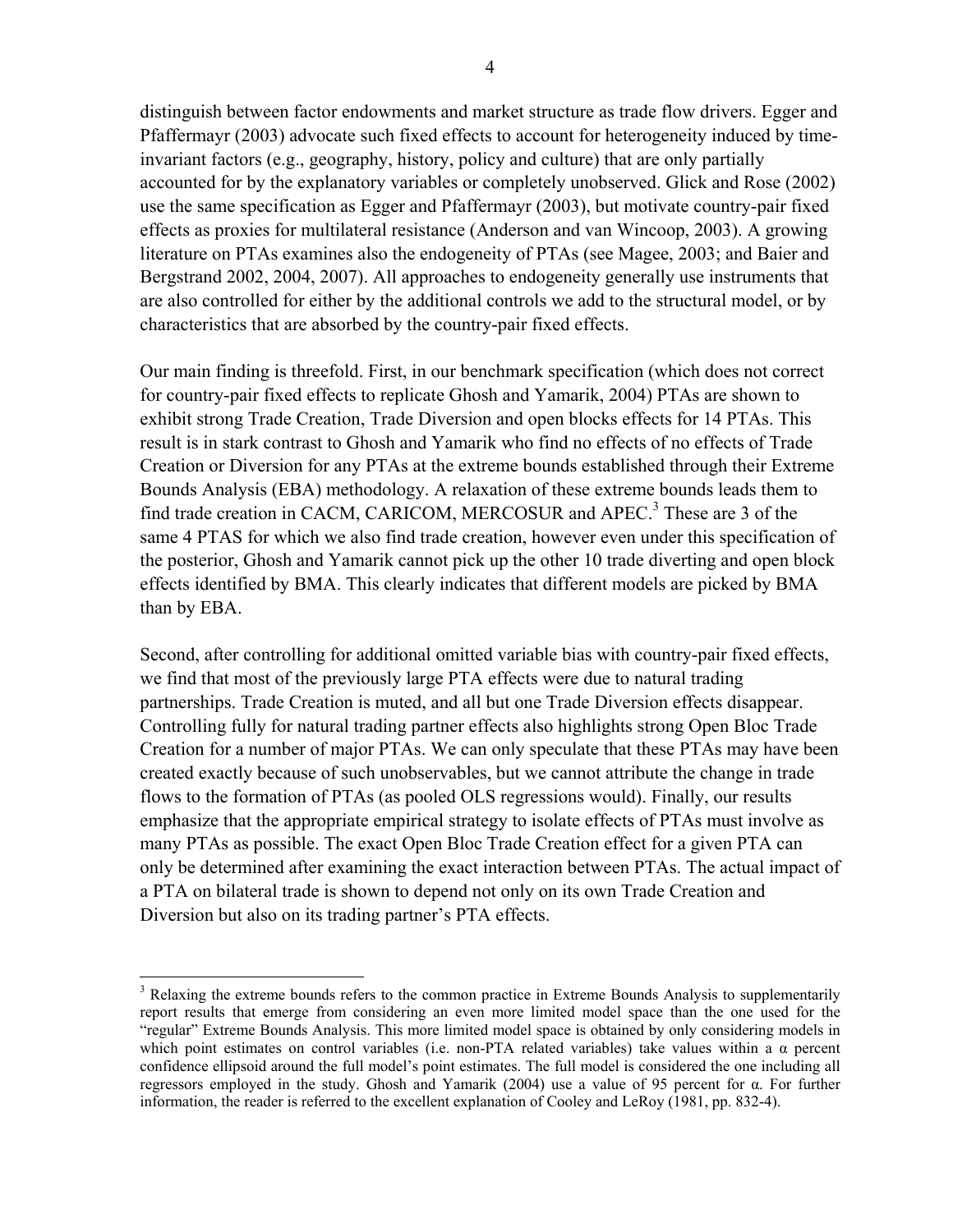distinguish between factor endowments and market structure as trade flow drivers. Egger and Pfaffermayr (2003) advocate such fixed effects to account for heterogeneity induced by time-invariant factors (e.g., geography, history, policy and culture) that are only partially accounted for by the explanatory variables or completely unobserved. Glick and Rose (2002) use the same specification as Egger and Pfaffermayr (2003), but motivate country-pair fixed effects as proxies for multilateral resistance (Anderson and van Wincoop, 2003). A growing literature on PTAs examines also the endogeneity of PTAs (see Magee, 2003; and Baier and Bergstrand 2002, 2004, 2007). All approaches to endogeneity generally use instruments that are also controlled for either by the additional controls we add to the structural model, or by characteristics that are absorbed by the country-pair fixed effects.

Our main finding is threefold. First, in our benchmark specification (which does not correct for country-pair fixed effects to replicate Ghosh and Yamarik, 2004) PTAs are shown to exhibit strong Trade Creation, Trade Diversion and open blocks effects for 14 PTAs. This result is in stark contrast to Ghosh and Yamarik who find no effects of no effects of Trade Creation or Diversion for any PTAs at the extreme bounds established through their Extreme Bounds Analysis (EBA) methodology. A relaxation of these extreme bounds leads them to find trade creation in CACM, CARICOM, MERCOSUR and APEC.[3] These are 3 of the same 4 PTAS for which we also find trade creation, however even under this specification of the posterior, Ghosh and Yamarik cannot pick up the other 10 trade diverting and open block effects identified by BMA. This clearly indicates that different models are picked by BMA than by EBA.

Second, after controlling for additional omitted variable bias with country-pair fixed effects, we find that most of the previously large PTA effects were due to natural trading partnerships. Trade Creation is muted, and all but one Trade Diversion effects disappear. Controlling fully for natural trading partner effects also highlights strong Open Bloc Trade Creation for a number of major PTAs. We can only speculate that these PTAs may have been created exactly because of such unobservables, but we cannot attribute the change in trade flows to the formation of PTAs (as pooled OLS regressions would). Finally, our results emphasize that the appropriate empirical strategy to isolate effects of PTAs must involve as many PTAs as possible. The exact Open Bloc Trade Creation effect for a given PTA can only be determined after examining the exact interaction between PTAs. The actual impact of a PTA on bilateral trade is shown to depend not only on its own Trade Creation and Diversion but also on its trading partner's PTA effects.

---

[3] Relaxing the extreme bounds refers to the common practice in Extreme Bounds Analysis to supplementarily report results that emerge from considering an even more limited model space than the one used for the "regular" Extreme Bounds Analysis. This more limited model space is obtained by only considering models in which point estimates on control variables (i.e. non-PTA related variables) take values within a $\alpha$ percent confidence ellipsoid around the full model's point estimates. The full model is considered the one including all regressors employed in the study. Ghosh and Yamarik (2004) use a value of 95 percent for $\alpha$. For further information, the reader is referred to the excellent explanation of Cooley and LeRoy (1981, pp. 832-4).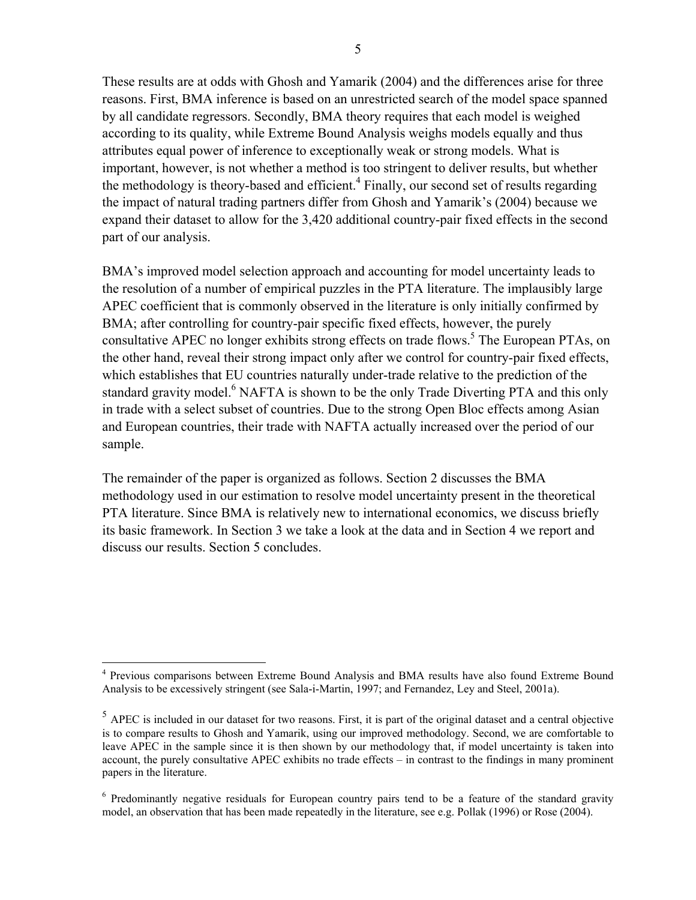These results are at odds with Ghosh and Yamarik (2004) and the differences arise for three reasons. First, BMA inference is based on an unrestricted search of the model space spanned by all candidate regressors. Secondly, BMA theory requires that each model is weighed according to its quality, while Extreme Bound Analysis weighs models equally and thus attributes equal power of inference to exceptionally weak or strong models. What is important, however, is not whether a method is too stringent to deliver results, but whether the methodology is theory-based and efficient.[4] Finally, our second set of results regarding the impact of natural trading partners differ from Ghosh and Yamarik's (2004) because we expand their dataset to allow for the 3,420 additional country-pair fixed effects in the second part of our analysis.

BMA's improved model selection approach and accounting for model uncertainty leads to the resolution of a number of empirical puzzles in the PTA literature. The implausibly large APEC coefficient that is commonly observed in the literature is only initially confirmed by BMA; after controlling for country-pair specific fixed effects, however, the purely consultative APEC no longer exhibits strong effects on trade flows.[5] The European PTAs, on the other hand, reveal their strong impact only after we control for country-pair fixed effects, which establishes that EU countries naturally under-trade relative to the prediction of the standard gravity model.[6] NAFTA is shown to be the only Trade Diverting PTA and this only in trade with a select subset of countries. Due to the strong Open Bloc effects among Asian and European countries, their trade with NAFTA actually increased over the period of our sample.

The remainder of the paper is organized as follows. Section 2 discusses the BMA methodology used in our estimation to resolve model uncertainty present in the theoretical PTA literature. Since BMA is relatively new to international economics, we discuss briefly its basic framework. In Section 3 we take a look at the data and in Section 4 we report and discuss our results. Section 5 concludes.

---

[4] Previous comparisons between Extreme Bound Analysis and BMA results have also found Extreme Bound Analysis to be excessively stringent (see Sala-i-Martin, 1997; and Fernandez, Ley and Steel, 2001a).

[5] APEC is included in our dataset for two reasons. First, it is part of the original dataset and a central objective is to compare results to Ghosh and Yamarik, using our improved methodology. Second, we are comfortable to leave APEC in the sample since it is then shown by our methodology that, if model uncertainty is taken into account, the purely consultative APEC exhibits no trade effects – in contrast to the findings in many prominent papers in the literature.

[6] Predominantly negative residuals for European country pairs tend to be a feature of the standard gravity model, an observation that has been made repeatedly in the literature, see e.g. Pollak (1996) or Rose (2004).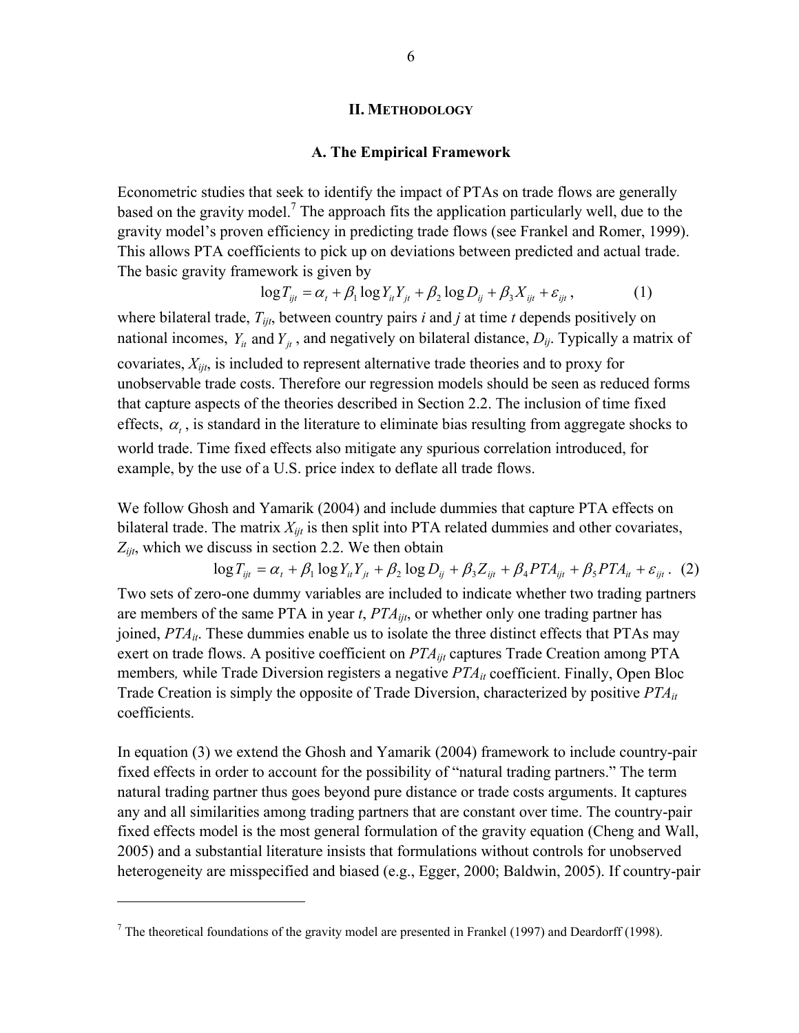## II. Methodology

### A. The Empirical Framework

Econometric studies that seek to identify the impact of PTAs on trade flows are generally based on the gravity model.[7] The approach fits the application particularly well, due to the gravity model's proven efficiency in predicting trade flows (see Frankel and Romer, 1999). This allows PTA coefficients to pick up on deviations between predicted and actual trade. The basic gravity framework is given by

$$\log T_{ijt} = \alpha_t + \beta_1 \log Y_{it} Y_{jt} + \beta_2 \log D_{ij} + \beta_3 X_{ijt} + \varepsilon_{ijt}, \quad (1)$$

where bilateral trade, $T_{ijt}$, between country pairs *i* and *j* at time *t* depends positively on national incomes, $Y_{it}$ and $Y_{jt}$, and negatively on bilateral distance, $D_{ij}$. Typically a matrix of covariates, $X_{ijt}$, is included to represent alternative trade theories and to proxy for unobservable trade costs. Therefore our regression models should be seen as reduced forms that capture aspects of the theories described in Section 2.2. The inclusion of time fixed effects, $\alpha_t$, is standard in the literature to eliminate bias resulting from aggregate shocks to world trade. Time fixed effects also mitigate any spurious correlation introduced, for example, by the use of a U.S. price index to deflate all trade flows.

We follow Ghosh and Yamarik (2004) and include dummies that capture PTA effects on bilateral trade. The matrix $X_{ijt}$ is then split into PTA related dummies and other covariates, $Z_{ijt}$, which we discuss in section 2.2. We then obtain

$$\log T_{ijt} = \alpha_t + \beta_1 \log Y_{it} Y_{jt} + \beta_2 \log D_{ij} + \beta_3 Z_{ijt} + \beta_4 PTA_{ijt} + \beta_5 PTA_{it} + \varepsilon_{ijt}. \quad (2)$$

Two sets of zero-one dummy variables are included to indicate whether two trading partners are members of the same PTA in year *t*, $PTA_{ijt}$, or whether only one trading partner has joined, $PTA_{it}$. These dummies enable us to isolate the three distinct effects that PTAs may exert on trade flows. A positive coefficient on $PTA_{ijt}$ captures Trade Creation among PTA members*,* while Trade Diversion registers a negative $PTA_{it}$ coefficient. Finally, Open Bloc Trade Creation is simply the opposite of Trade Diversion, characterized by positive $PTA_{it}$ coefficients.

In equation (3) we extend the Ghosh and Yamarik (2004) framework to include country-pair fixed effects in order to account for the possibility of "natural trading partners." The term natural trading partner thus goes beyond pure distance or trade costs arguments. It captures any and all similarities among trading partners that are constant over time. The country-pair fixed effects model is the most general formulation of the gravity equation (Cheng and Wall, 2005) and a substantial literature insists that formulations without controls for unobserved heterogeneity are misspecified and biased (e.g., Egger, 2000; Baldwin, 2005). If country-pair

[7] The theoretical foundations of the gravity model are presented in Frankel (1997) and Deardorff (1998).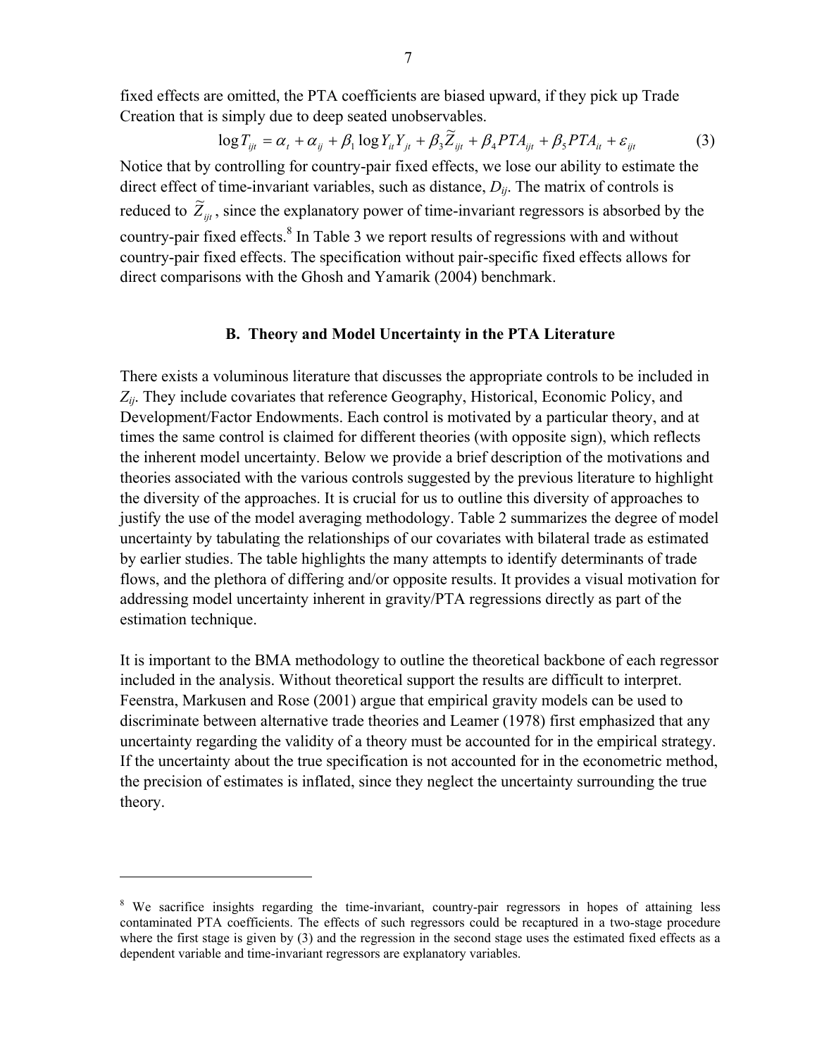fixed effects are omitted, the PTA coefficients are biased upward, if they pick up Trade Creation that is simply due to deep seated unobservables.

$$\log T_{ijt} = \alpha_t + \alpha_{ij} + \beta_1 \log Y_{it} Y_{jt} + \beta_3 \widetilde{Z}_{ijt} + \beta_4 PTA_{ijt} + \beta_5 PTA_{it} + \varepsilon_{ijt} \tag{3}$$

Notice that by controlling for country-pair fixed effects, we lose our ability to estimate the direct effect of time-invariant variables, such as distance, $D_{ij}$. The matrix of controls is reduced to $\widetilde{Z}_{ijt}$, since the explanatory power of time-invariant regressors is absorbed by the country-pair fixed effects.[8] In Table 3 we report results of regressions with and without country-pair fixed effects. The specification without pair-specific fixed effects allows for direct comparisons with the Ghosh and Yamarik (2004) benchmark.

### B. Theory and Model Uncertainty in the PTA Literature

There exists a voluminous literature that discusses the appropriate controls to be included in $Z_{ij}$. They include covariates that reference Geography, Historical, Economic Policy, and Development/Factor Endowments. Each control is motivated by a particular theory, and at times the same control is claimed for different theories (with opposite sign), which reflects the inherent model uncertainty. Below we provide a brief description of the motivations and theories associated with the various controls suggested by the previous literature to highlight the diversity of the approaches. It is crucial for us to outline this diversity of approaches to justify the use of the model averaging methodology. Table 2 summarizes the degree of model uncertainty by tabulating the relationships of our covariates with bilateral trade as estimated by earlier studies. The table highlights the many attempts to identify determinants of trade flows, and the plethora of differing and/or opposite results. It provides a visual motivation for addressing model uncertainty inherent in gravity/PTA regressions directly as part of the estimation technique.

It is important to the BMA methodology to outline the theoretical backbone of each regressor included in the analysis. Without theoretical support the results are difficult to interpret. Feenstra, Markusen and Rose (2001) argue that empirical gravity models can be used to discriminate between alternative trade theories and Leamer (1978) first emphasized that any uncertainty regarding the validity of a theory must be accounted for in the empirical strategy. If the uncertainty about the true specification is not accounted for in the econometric method, the precision of estimates is inflated, since they neglect the uncertainty surrounding the true theory.

---

[8] We sacrifice insights regarding the time-invariant, country-pair regressors in hopes of attaining less contaminated PTA coefficients. The effects of such regressors could be recaptured in a two-stage procedure where the first stage is given by (3) and the regression in the second stage uses the estimated fixed effects as a dependent variable and time-invariant regressors are explanatory variables.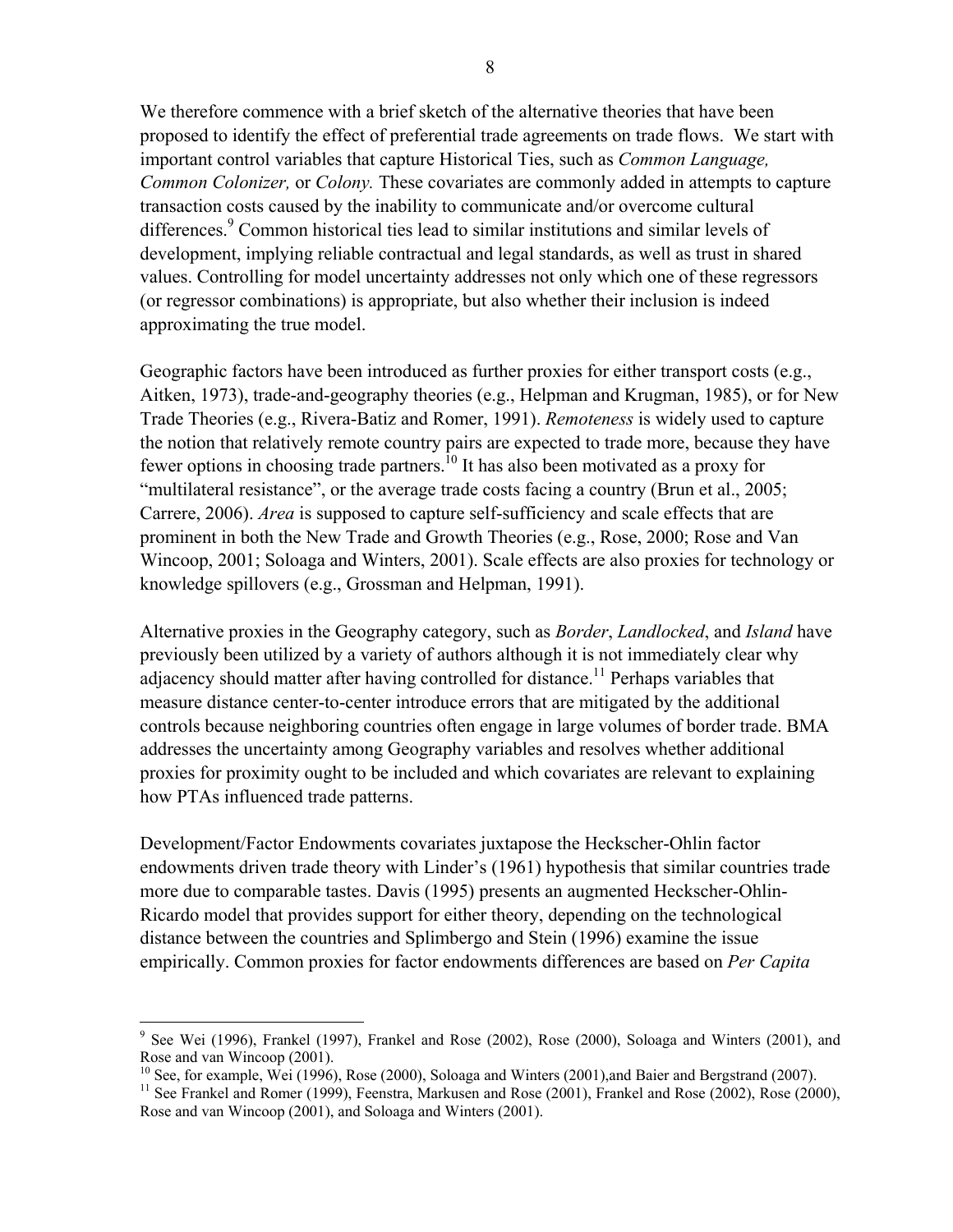We therefore commence with a brief sketch of the alternative theories that have been proposed to identify the effect of preferential trade agreements on trade flows. We start with important control variables that capture Historical Ties, such as *Common Language, Common Colonizer,* or *Colony.* These covariates are commonly added in attempts to capture transaction costs caused by the inability to communicate and/or overcome cultural differences.[9] Common historical ties lead to similar institutions and similar levels of development, implying reliable contractual and legal standards, as well as trust in shared values. Controlling for model uncertainty addresses not only which one of these regressors (or regressor combinations) is appropriate, but also whether their inclusion is indeed approximating the true model.

Geographic factors have been introduced as further proxies for either transport costs (e.g., Aitken, 1973), trade-and-geography theories (e.g., Helpman and Krugman, 1985), or for New Trade Theories (e.g., Rivera-Batiz and Romer, 1991). *Remoteness* is widely used to capture the notion that relatively remote country pairs are expected to trade more, because they have fewer options in choosing trade partners.[10] It has also been motivated as a proxy for "multilateral resistance", or the average trade costs facing a country (Brun et al., 2005; Carrere, 2006). *Area* is supposed to capture self-sufficiency and scale effects that are prominent in both the New Trade and Growth Theories (e.g., Rose, 2000; Rose and Van Wincoop, 2001; Soloaga and Winters, 2001). Scale effects are also proxies for technology or knowledge spillovers (e.g., Grossman and Helpman, 1991).

Alternative proxies in the Geography category, such as *Border*, *Landlocked*, and *Island* have previously been utilized by a variety of authors although it is not immediately clear why adjacency should matter after having controlled for distance.[11] Perhaps variables that measure distance center-to-center introduce errors that are mitigated by the additional controls because neighboring countries often engage in large volumes of border trade. BMA addresses the uncertainty among Geography variables and resolves whether additional proxies for proximity ought to be included and which covariates are relevant to explaining how PTAs influenced trade patterns.

Development/Factor Endowments covariates juxtapose the Heckscher-Ohlin factor endowments driven trade theory with Linder's (1961) hypothesis that similar countries trade more due to comparable tastes. Davis (1995) presents an augmented Heckscher-Ohlin-Ricardo model that provides support for either theory, depending on the technological distance between the countries and Splimbergo and Stein (1996) examine the issue empirically. Common proxies for factor endowments differences are based on *Per Capita*

---

[9] See Wei (1996), Frankel (1997), Frankel and Rose (2002), Rose (2000), Soloaga and Winters (2001), and Rose and van Wincoop (2001).

[10] See, for example, Wei (1996), Rose (2000), Soloaga and Winters (2001),and Baier and Bergstrand (2007).

[11] See Frankel and Romer (1999), Feenstra, Markusen and Rose (2001), Frankel and Rose (2002), Rose (2000), Rose and van Wincoop (2001), and Soloaga and Winters (2001).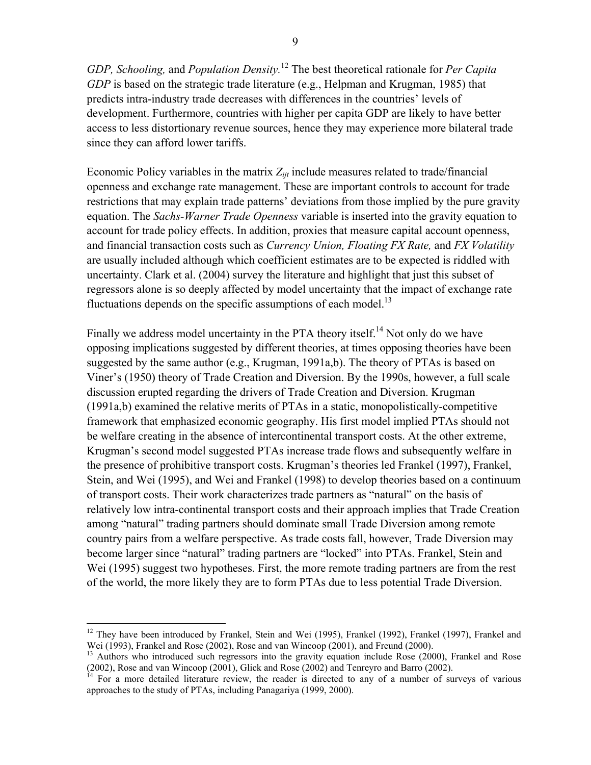*GDP, Schooling,* and *Population Density.*[12] The best theoretical rationale for *Per Capita GDP* is based on the strategic trade literature (e.g., Helpman and Krugman, 1985) that predicts intra-industry trade decreases with differences in the countries' levels of development. Furthermore, countries with higher per capita GDP are likely to have better access to less distortionary revenue sources, hence they may experience more bilateral trade since they can afford lower tariffs.

Economic Policy variables in the matrix $Z_{ijt}$ include measures related to trade/financial openness and exchange rate management. These are important controls to account for trade restrictions that may explain trade patterns' deviations from those implied by the pure gravity equation. The *Sachs-Warner Trade Openness* variable is inserted into the gravity equation to account for trade policy effects. In addition, proxies that measure capital account openness, and financial transaction costs such as *Currency Union, Floating FX Rate,* and *FX Volatility* are usually included although which coefficient estimates are to be expected is riddled with uncertainty. Clark et al. (2004) survey the literature and highlight that just this subset of regressors alone is so deeply affected by model uncertainty that the impact of exchange rate fluctuations depends on the specific assumptions of each model.[13]

Finally we address model uncertainty in the PTA theory itself.[14] Not only do we have opposing implications suggested by different theories, at times opposing theories have been suggested by the same author (e.g., Krugman, 1991a,b). The theory of PTAs is based on Viner's (1950) theory of Trade Creation and Diversion. By the 1990s, however, a full scale discussion erupted regarding the drivers of Trade Creation and Diversion. Krugman (1991a,b) examined the relative merits of PTAs in a static, monopolistically-competitive framework that emphasized economic geography. His first model implied PTAs should not be welfare creating in the absence of intercontinental transport costs. At the other extreme, Krugman's second model suggested PTAs increase trade flows and subsequently welfare in the presence of prohibitive transport costs. Krugman's theories led Frankel (1997), Frankel, Stein, and Wei (1995), and Wei and Frankel (1998) to develop theories based on a continuum of transport costs. Their work characterizes trade partners as "natural" on the basis of relatively low intra-continental transport costs and their approach implies that Trade Creation among "natural" trading partners should dominate small Trade Diversion among remote country pairs from a welfare perspective. As trade costs fall, however, Trade Diversion may become larger since "natural" trading partners are "locked" into PTAs. Frankel, Stein and Wei (1995) suggest two hypotheses. First, the more remote trading partners are from the rest of the world, the more likely they are to form PTAs due to less potential Trade Diversion.

---

[12] They have been introduced by Frankel, Stein and Wei (1995), Frankel (1992), Frankel (1997), Frankel and Wei (1993), Frankel and Rose (2002), Rose and van Wincoop (2001), and Freund (2000).

[13] Authors who introduced such regressors into the gravity equation include Rose (2000), Frankel and Rose (2002), Rose and van Wincoop (2001), Glick and Rose (2002) and Tenreyro and Barro (2002).

[14] For a more detailed literature review, the reader is directed to any of a number of surveys of various approaches to the study of PTAs, including Panagariya (1999, 2000).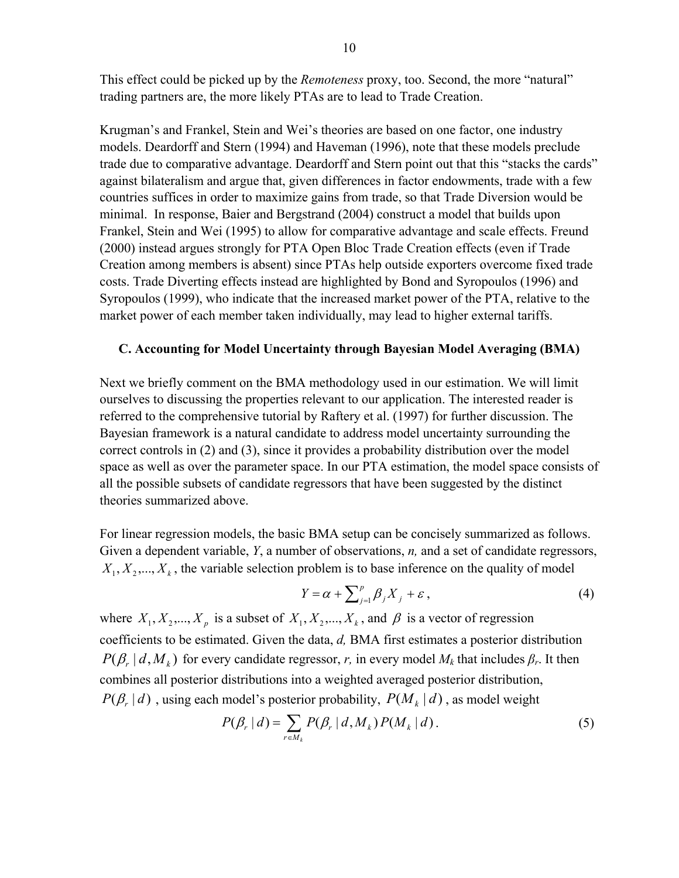This effect could be picked up by the *Remoteness* proxy, too. Second, the more "natural" trading partners are, the more likely PTAs are to lead to Trade Creation.

Krugman's and Frankel, Stein and Wei's theories are based on one factor, one industry models. Deardorff and Stern (1994) and Haveman (1996), note that these models preclude trade due to comparative advantage. Deardorff and Stern point out that this "stacks the cards" against bilateralism and argue that, given differences in factor endowments, trade with a few countries suffices in order to maximize gains from trade, so that Trade Diversion would be minimal. In response, Baier and Bergstrand (2004) construct a model that builds upon Frankel, Stein and Wei (1995) to allow for comparative advantage and scale effects. Freund (2000) instead argues strongly for PTA Open Bloc Trade Creation effects (even if Trade Creation among members is absent) since PTAs help outside exporters overcome fixed trade costs. Trade Diverting effects instead are highlighted by Bond and Syropoulos (1996) and Syropoulos (1999), who indicate that the increased market power of the PTA, relative to the market power of each member taken individually, may lead to higher external tariffs.

### C. Accounting for Model Uncertainty through Bayesian Model Averaging (BMA)

Next we briefly comment on the BMA methodology used in our estimation. We will limit ourselves to discussing the properties relevant to our application. The interested reader is referred to the comprehensive tutorial by Raftery et al. (1997) for further discussion. The Bayesian framework is a natural candidate to address model uncertainty surrounding the correct controls in (2) and (3), since it provides a probability distribution over the model space as well as over the parameter space. In our PTA estimation, the model space consists of all the possible subsets of candidate regressors that have been suggested by the distinct theories summarized above.

For linear regression models, the basic BMA setup can be concisely summarized as follows. Given a dependent variable, *Y*, a number of observations, *n,* and a set of candidate regressors, $X_1, X_2,..., X_k$, the variable selection problem is to base inference on the quality of model

$$Y = \alpha + \sum_{j=1}^{p} \beta_j X_j + \varepsilon, \tag{4}$$

where $X_1, X_2,..., X_p$ is a subset of $X_1, X_2,..., X_k$, and $\beta$ is a vector of regression coefficients to be estimated. Given the data, *d,* BMA first estimates a posterior distribution $P(\beta_r \mid d, M_k)$ for every candidate regressor, *r,* in every model $M_k$ that includes $\beta_r$. It then combines all posterior distributions into a weighted averaged posterior distribution, $P(\beta_r \mid d)$, using each model's posterior probability, $P(M_k \mid d)$, as model weight

$$P(\beta_r \mid d) = \sum_{r \in M_k} P(\beta_r \mid d, M_k) P(M_k \mid d). \tag{5}$$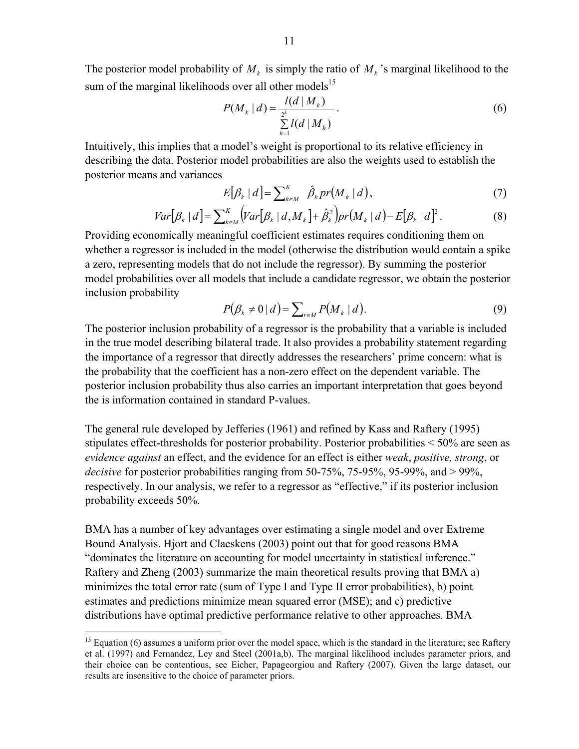The posterior model probability of $M_k$ is simply the ratio of $M_k$ 's marginal likelihood to the sum of the marginal likelihoods over all other models[15]

$$P(M_k \mid d) = \frac{l(d \mid M_k)}{\sum_{h=1}^{2^k} l(d \mid M_h)} . \tag{6}$$

Intuitively, this implies that a model's weight is proportional to its relative efficiency in describing the data. Posterior model probabilities are also the weights used to establish the posterior means and variances

$$E[\beta_k \mid d] = \sum_{k \in M}^{K} \hat{\beta}_k pr(M_k \mid d), \tag{7}$$

$$Var[\beta_k \mid d] = \sum_{k \in M}^{K} \left( Var[\beta_k \mid d, M_k] + \hat{\beta}_k^2 \right) pr(M_k \mid d) - E[\beta_k \mid d]^2 . \tag{8}$$

Providing economically meaningful coefficient estimates requires conditioning them on whether a regressor is included in the model (otherwise the distribution would contain a spike a zero, representing models that do not include the regressor). By summing the posterior model probabilities over all models that include a candidate regressor, we obtain the posterior inclusion probability

$$P(\beta_k \neq 0 \mid d) = \sum_{r \in M} P(M_k \mid d). \tag{9}$$

The posterior inclusion probability of a regressor is the probability that a variable is included in the true model describing bilateral trade. It also provides a probability statement regarding the importance of a regressor that directly addresses the researchers' prime concern: what is the probability that the coefficient has a non-zero effect on the dependent variable. The posterior inclusion probability thus also carries an important interpretation that goes beyond the is information contained in standard P-values.

The general rule developed by Jefferies (1961) and refined by Kass and Raftery (1995) stipulates effect-thresholds for posterior probability. Posterior probabilities < 50% are seen as *evidence against* an effect, and the evidence for an effect is either *weak*, *positive, strong*, or *decisive* for posterior probabilities ranging from 50-75%, 75-95%, 95-99%, and > 99%, respectively. In our analysis, we refer to a regressor as "effective," if its posterior inclusion probability exceeds 50%.

BMA has a number of key advantages over estimating a single model and over Extreme Bound Analysis. Hjort and Claeskens (2003) point out that for good reasons BMA "dominates the literature on accounting for model uncertainty in statistical inference." Raftery and Zheng (2003) summarize the main theoretical results proving that BMA a) minimizes the total error rate (sum of Type I and Type II error probabilities), b) point estimates and predictions minimize mean squared error (MSE); and c) predictive distributions have optimal predictive performance relative to other approaches. BMA

[15] Equation (6) assumes a uniform prior over the model space, which is the standard in the literature; see Raftery et al. (1997) and Fernandez, Ley and Steel (2001a,b). The marginal likelihood includes parameter priors, and their choice can be contentious, see Eicher, Papageorgiou and Raftery (2007). Given the large dataset, our results are insensitive to the choice of parameter priors.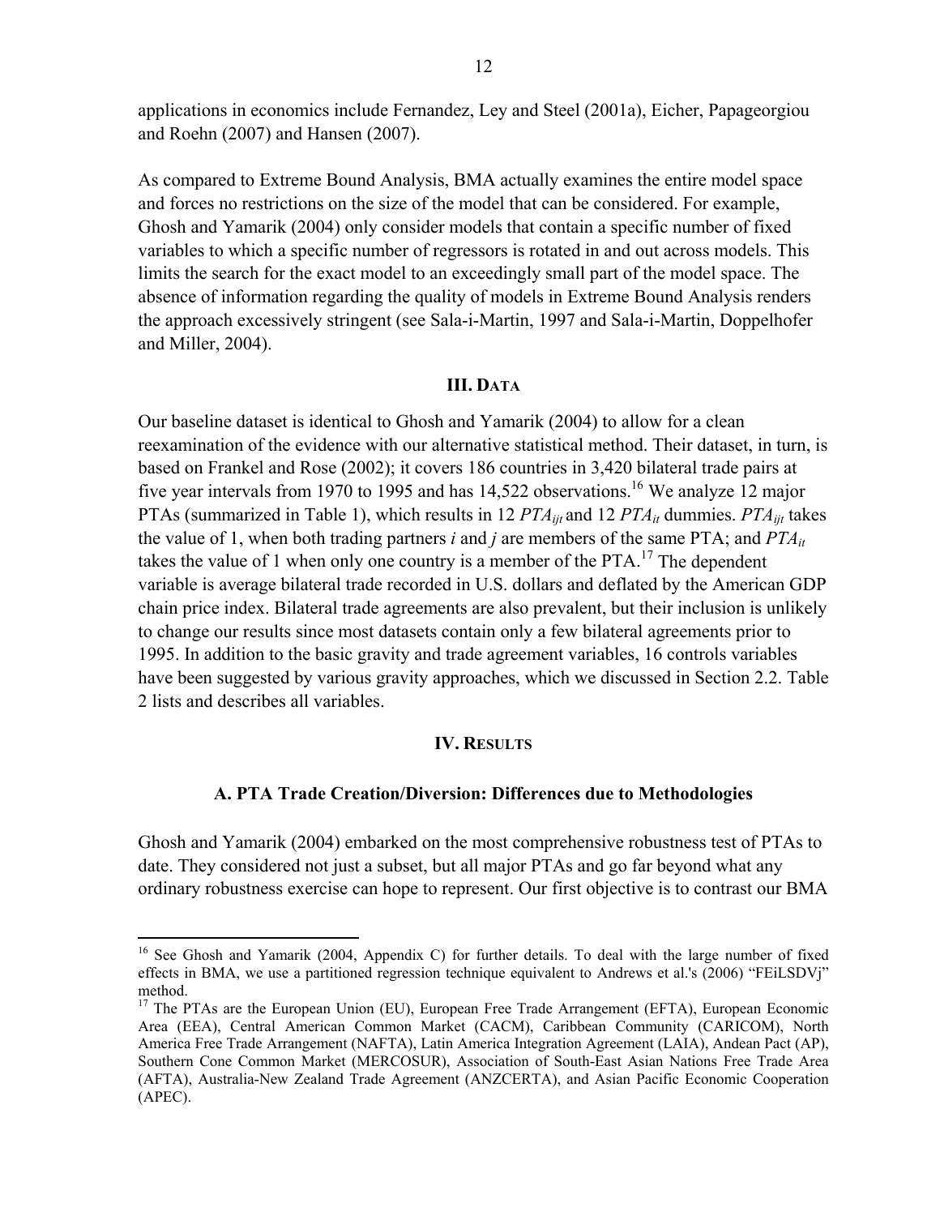applications in economics include Fernandez, Ley and Steel (2001a), Eicher, Papageorgiou and Roehn (2007) and Hansen (2007).

As compared to Extreme Bound Analysis, BMA actually examines the entire model space and forces no restrictions on the size of the model that can be considered. For example, Ghosh and Yamarik (2004) only consider models that contain a specific number of fixed variables to which a specific number of regressors is rotated in and out across models. This limits the search for the exact model to an exceedingly small part of the model space. The absence of information regarding the quality of models in Extreme Bound Analysis renders the approach excessively stringent (see Sala-i-Martin, 1997 and Sala-i-Martin, Doppelhofer and Miller, 2004).

## III. Data

Our baseline dataset is identical to Ghosh and Yamarik (2004) to allow for a clean reexamination of the evidence with our alternative statistical method. Their dataset, in turn, is based on Frankel and Rose (2002); it covers 186 countries in 3,420 bilateral trade pairs at five year intervals from 1970 to 1995 and has 14,522 observations.[16] We analyze 12 major PTAs (summarized in Table 1), which results in 12 $PTA_{ijt}$ and 12 $PTA_{it}$ dummies. $PTA_{ijt}$ takes the value of 1, when both trading partners *i* and *j* are members of the same PTA; and $PTA_{it}$ takes the value of 1 when only one country is a member of the PTA.[17] The dependent variable is average bilateral trade recorded in U.S. dollars and deflated by the American GDP chain price index. Bilateral trade agreements are also prevalent, but their inclusion is unlikely to change our results since most datasets contain only a few bilateral agreements prior to 1995. In addition to the basic gravity and trade agreement variables, 16 controls variables have been suggested by various gravity approaches, which we discussed in Section 2.2. Table 2 lists and describes all variables.

## IV. Results

### A. PTA Trade Creation/Diversion: Differences due to Methodologies

Ghosh and Yamarik (2004) embarked on the most comprehensive robustness test of PTAs to date. They considered not just a subset, but all major PTAs and go far beyond what any ordinary robustness exercise can hope to represent. Our first objective is to contrast our BMA

---

[16] See Ghosh and Yamarik (2004, Appendix C) for further details. To deal with the large number of fixed effects in BMA, we use a partitioned regression technique equivalent to Andrews et al.'s (2006) "FEiLSDVj" method.

[17] The PTAs are the European Union (EU), European Free Trade Arrangement (EFTA), European Economic Area (EEA), Central American Common Market (CACM), Caribbean Community (CARICOM), North America Free Trade Arrangement (NAFTA), Latin America Integration Agreement (LAIA), Andean Pact (AP), Southern Cone Common Market (MERCOSUR), Association of South-East Asian Nations Free Trade Area (AFTA), Australia-New Zealand Trade Agreement (ANZCERTA), and Asian Pacific Economic Cooperation (APEC).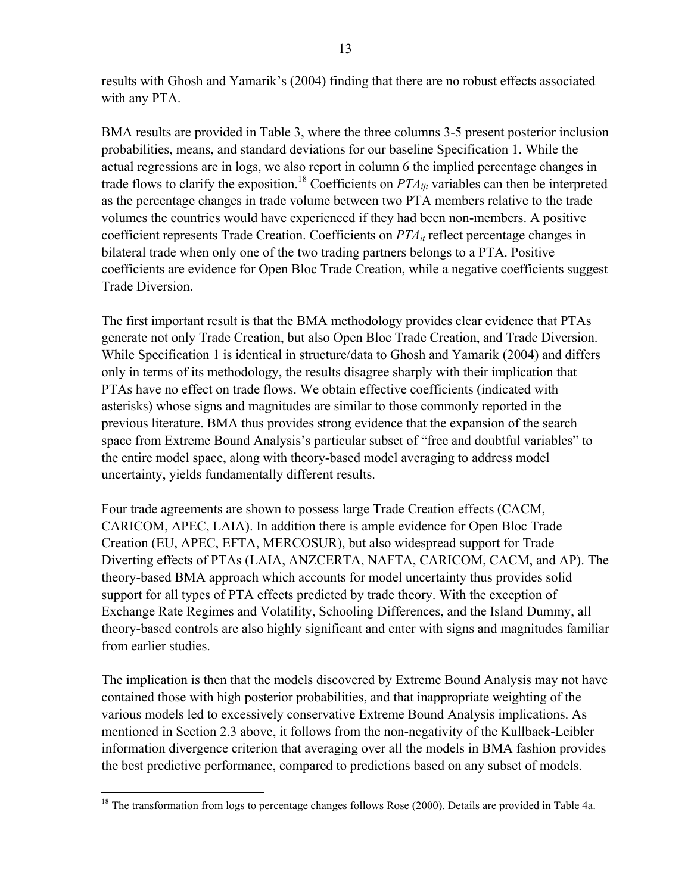results with Ghosh and Yamarik's (2004) finding that there are no robust effects associated with any PTA.

BMA results are provided in Table 3, where the three columns 3-5 present posterior inclusion probabilities, means, and standard deviations for our baseline Specification 1. While the actual regressions are in logs, we also report in column 6 the implied percentage changes in trade flows to clarify the exposition.[18] Coefficients on $PTA_{ijt}$ variables can then be interpreted as the percentage changes in trade volume between two PTA members relative to the trade volumes the countries would have experienced if they had been non-members. A positive coefficient represents Trade Creation. Coefficients on $PTA_{it}$ reflect percentage changes in bilateral trade when only one of the two trading partners belongs to a PTA. Positive coefficients are evidence for Open Bloc Trade Creation, while a negative coefficients suggest Trade Diversion.

The first important result is that the BMA methodology provides clear evidence that PTAs generate not only Trade Creation, but also Open Bloc Trade Creation, and Trade Diversion. While Specification 1 is identical in structure/data to Ghosh and Yamarik (2004) and differs only in terms of its methodology, the results disagree sharply with their implication that PTAs have no effect on trade flows. We obtain effective coefficients (indicated with asterisks) whose signs and magnitudes are similar to those commonly reported in the previous literature. BMA thus provides strong evidence that the expansion of the search space from Extreme Bound Analysis's particular subset of "free and doubtful variables" to the entire model space, along with theory-based model averaging to address model uncertainty, yields fundamentally different results.

Four trade agreements are shown to possess large Trade Creation effects (CACM, CARICOM, APEC, LAIA). In addition there is ample evidence for Open Bloc Trade Creation (EU, APEC, EFTA, MERCOSUR), but also widespread support for Trade Diverting effects of PTAs (LAIA, ANZCERTA, NAFTA, CARICOM, CACM, and AP). The theory-based BMA approach which accounts for model uncertainty thus provides solid support for all types of PTA effects predicted by trade theory. With the exception of Exchange Rate Regimes and Volatility, Schooling Differences, and the Island Dummy, all theory-based controls are also highly significant and enter with signs and magnitudes familiar from earlier studies.

The implication is then that the models discovered by Extreme Bound Analysis may not have contained those with high posterior probabilities, and that inappropriate weighting of the various models led to excessively conservative Extreme Bound Analysis implications. As mentioned in Section 2.3 above, it follows from the non-negativity of the Kullback-Leibler information divergence criterion that averaging over all the models in BMA fashion provides the best predictive performance, compared to predictions based on any subset of models.

---

[18] The transformation from logs to percentage changes follows Rose (2000). Details are provided in Table 4a.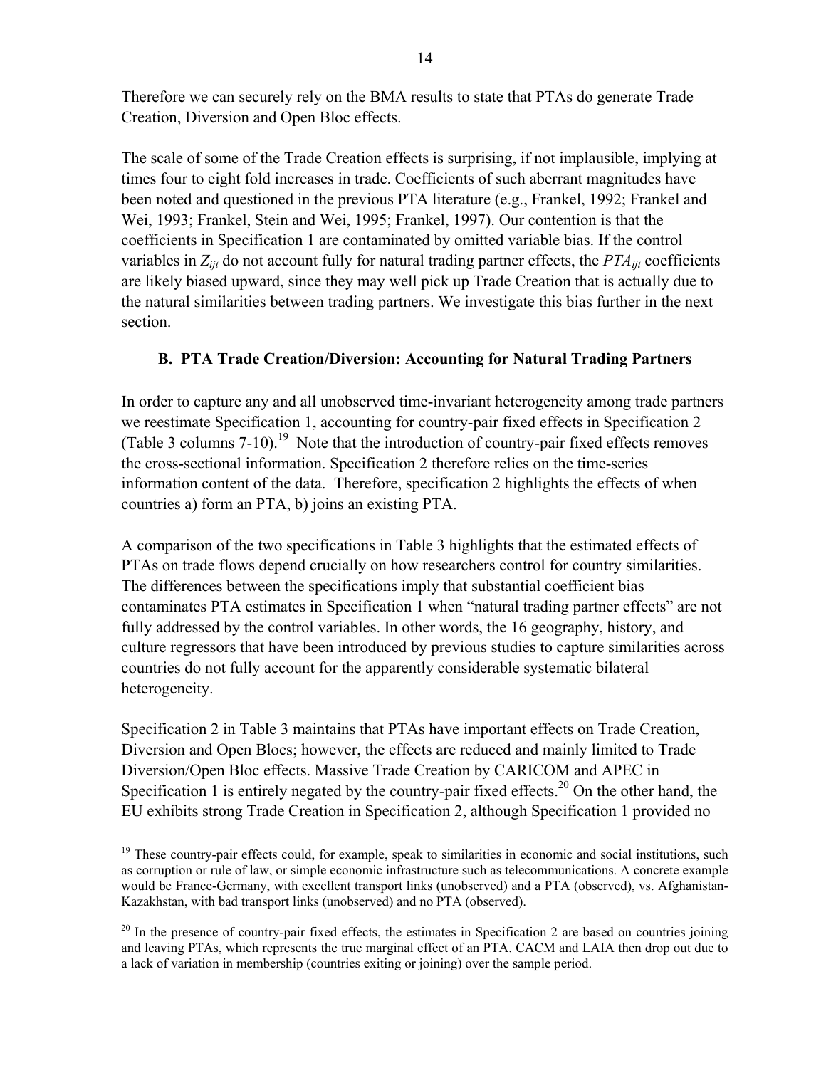Therefore we can securely rely on the BMA results to state that PTAs do generate Trade Creation, Diversion and Open Bloc effects.

The scale of some of the Trade Creation effects is surprising, if not implausible, implying at times four to eight fold increases in trade. Coefficients of such aberrant magnitudes have been noted and questioned in the previous PTA literature (e.g., Frankel, 1992; Frankel and Wei, 1993; Frankel, Stein and Wei, 1995; Frankel, 1997). Our contention is that the coefficients in Specification 1 are contaminated by omitted variable bias. If the control variables in $Z_{ijt}$ do not account fully for natural trading partner effects, the $PTA_{ijt}$ coefficients are likely biased upward, since they may well pick up Trade Creation that is actually due to the natural similarities between trading partners. We investigate this bias further in the next section.

### B. PTA Trade Creation/Diversion: Accounting for Natural Trading Partners

In order to capture any and all unobserved time-invariant heterogeneity among trade partners we reestimate Specification 1, accounting for country-pair fixed effects in Specification 2 (Table 3 columns 7-10).[19] Note that the introduction of country-pair fixed effects removes the cross-sectional information. Specification 2 therefore relies on the time-series information content of the data. Therefore, specification 2 highlights the effects of when countries a) form an PTA, b) joins an existing PTA.

A comparison of the two specifications in Table 3 highlights that the estimated effects of PTAs on trade flows depend crucially on how researchers control for country similarities. The differences between the specifications imply that substantial coefficient bias contaminates PTA estimates in Specification 1 when "natural trading partner effects" are not fully addressed by the control variables. In other words, the 16 geography, history, and culture regressors that have been introduced by previous studies to capture similarities across countries do not fully account for the apparently considerable systematic bilateral heterogeneity.

Specification 2 in Table 3 maintains that PTAs have important effects on Trade Creation, Diversion and Open Blocs; however, the effects are reduced and mainly limited to Trade Diversion/Open Bloc effects. Massive Trade Creation by CARICOM and APEC in Specification 1 is entirely negated by the country-pair fixed effects.[20] On the other hand, the EU exhibits strong Trade Creation in Specification 2, although Specification 1 provided no

---

[19] These country-pair effects could, for example, speak to similarities in economic and social institutions, such as corruption or rule of law, or simple economic infrastructure such as telecommunications. A concrete example would be France-Germany, with excellent transport links (unobserved) and a PTA (observed), vs. Afghanistan-Kazakhstan, with bad transport links (unobserved) and no PTA (observed).

[20] In the presence of country-pair fixed effects, the estimates in Specification 2 are based on countries joining and leaving PTAs, which represents the true marginal effect of an PTA. CACM and LAIA then drop out due to a lack of variation in membership (countries exiting or joining) over the sample period.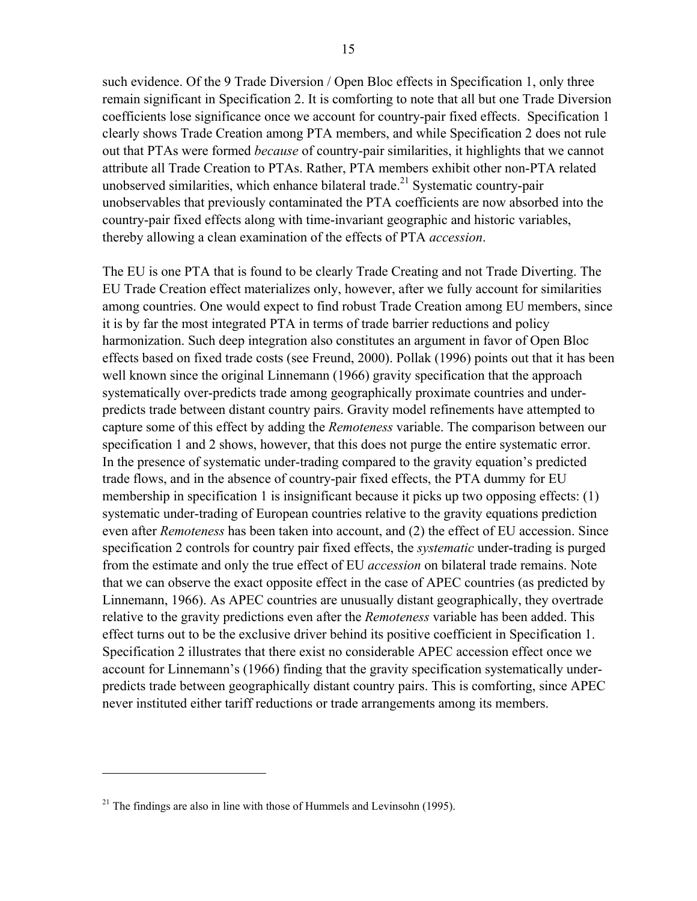such evidence. Of the 9 Trade Diversion / Open Bloc effects in Specification 1, only three remain significant in Specification 2. It is comforting to note that all but one Trade Diversion coefficients lose significance once we account for country-pair fixed effects. Specification 1 clearly shows Trade Creation among PTA members, and while Specification 2 does not rule out that PTAs were formed *because* of country-pair similarities, it highlights that we cannot attribute all Trade Creation to PTAs. Rather, PTA members exhibit other non-PTA related unobserved similarities, which enhance bilateral trade.[21] Systematic country-pair unobservables that previously contaminated the PTA coefficients are now absorbed into the country-pair fixed effects along with time-invariant geographic and historic variables, thereby allowing a clean examination of the effects of PTA *accession*.

The EU is one PTA that is found to be clearly Trade Creating and not Trade Diverting. The EU Trade Creation effect materializes only, however, after we fully account for similarities among countries. One would expect to find robust Trade Creation among EU members, since it is by far the most integrated PTA in terms of trade barrier reductions and policy harmonization. Such deep integration also constitutes an argument in favor of Open Bloc effects based on fixed trade costs (see Freund, 2000). Pollak (1996) points out that it has been well known since the original Linnemann (1966) gravity specification that the approach systematically over-predicts trade among geographically proximate countries and under-predicts trade between distant country pairs. Gravity model refinements have attempted to capture some of this effect by adding the *Remoteness* variable. The comparison between our specification 1 and 2 shows, however, that this does not purge the entire systematic error. In the presence of systematic under-trading compared to the gravity equation's predicted trade flows, and in the absence of country-pair fixed effects, the PTA dummy for EU membership in specification 1 is insignificant because it picks up two opposing effects: (1) systematic under-trading of European countries relative to the gravity equations prediction even after *Remoteness* has been taken into account, and (2) the effect of EU accession. Since specification 2 controls for country pair fixed effects, the *systematic* under-trading is purged from the estimate and only the true effect of EU *accession* on bilateral trade remains. Note that we can observe the exact opposite effect in the case of APEC countries (as predicted by Linnemann, 1966). As APEC countries are unusually distant geographically, they overtrade relative to the gravity predictions even after the *Remoteness* variable has been added. This effect turns out to be the exclusive driver behind its positive coefficient in Specification 1. Specification 2 illustrates that there exist no considerable APEC accession effect once we account for Linnemann's (1966) finding that the gravity specification systematically under-predicts trade between geographically distant country pairs. This is comforting, since APEC never instituted either tariff reductions or trade arrangements among its members.

---

[21] The findings are also in line with those of Hummels and Levinsohn (1995).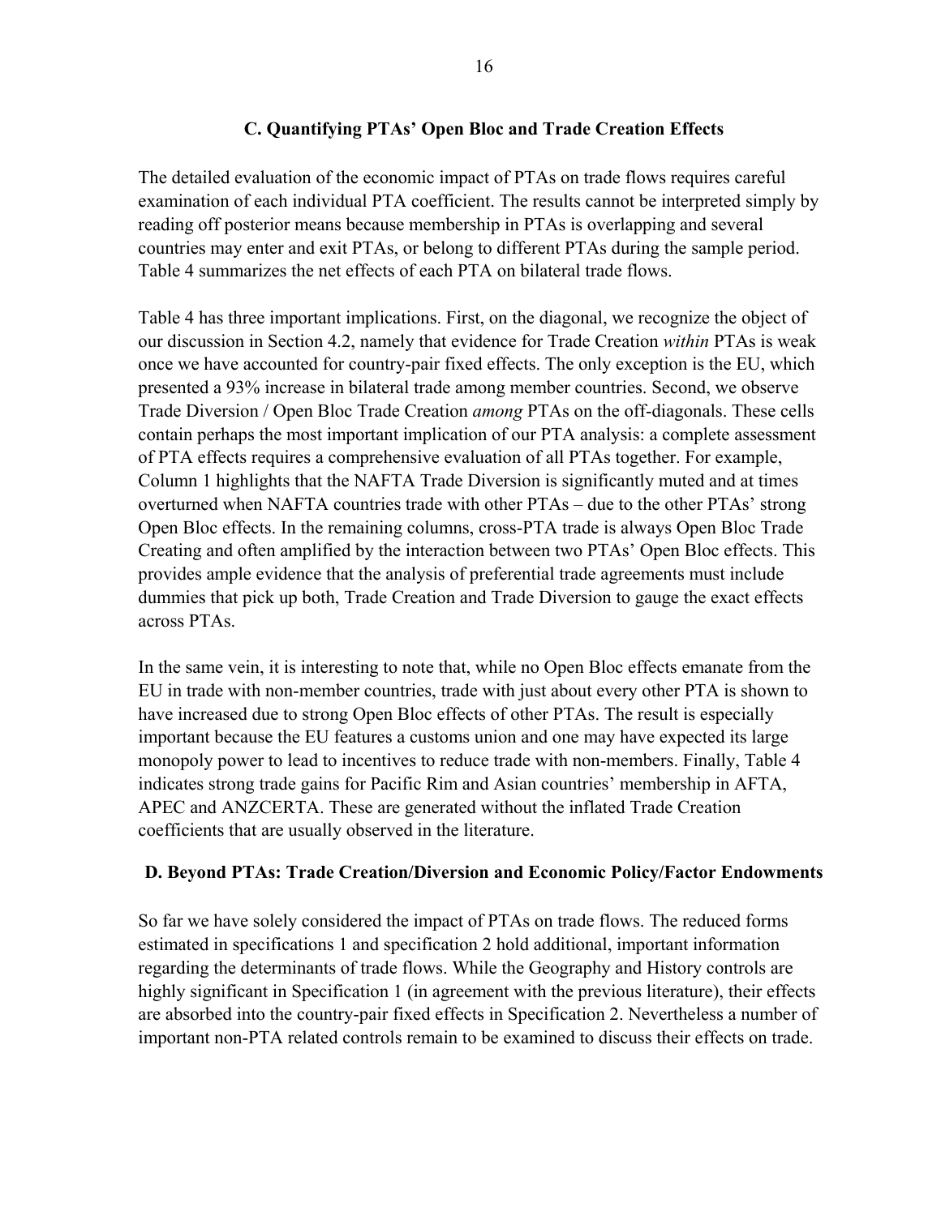### C. Quantifying PTAs' Open Bloc and Trade Creation Effects

The detailed evaluation of the economic impact of PTAs on trade flows requires careful examination of each individual PTA coefficient. The results cannot be interpreted simply by reading off posterior means because membership in PTAs is overlapping and several countries may enter and exit PTAs, or belong to different PTAs during the sample period. Table 4 summarizes the net effects of each PTA on bilateral trade flows.

Table 4 has three important implications. First, on the diagonal, we recognize the object of our discussion in Section 4.2, namely that evidence for Trade Creation *within* PTAs is weak once we have accounted for country-pair fixed effects. The only exception is the EU, which presented a 93% increase in bilateral trade among member countries. Second, we observe Trade Diversion / Open Bloc Trade Creation *among* PTAs on the off-diagonals. These cells contain perhaps the most important implication of our PTA analysis: a complete assessment of PTA effects requires a comprehensive evaluation of all PTAs together. For example, Column 1 highlights that the NAFTA Trade Diversion is significantly muted and at times overturned when NAFTA countries trade with other PTAs – due to the other PTAs' strong Open Bloc effects. In the remaining columns, cross-PTA trade is always Open Bloc Trade Creating and often amplified by the interaction between two PTAs' Open Bloc effects. This provides ample evidence that the analysis of preferential trade agreements must include dummies that pick up both, Trade Creation and Trade Diversion to gauge the exact effects across PTAs.

In the same vein, it is interesting to note that, while no Open Bloc effects emanate from the EU in trade with non-member countries, trade with just about every other PTA is shown to have increased due to strong Open Bloc effects of other PTAs. The result is especially important because the EU features a customs union and one may have expected its large monopoly power to lead to incentives to reduce trade with non-members. Finally, Table 4 indicates strong trade gains for Pacific Rim and Asian countries' membership in AFTA, APEC and ANZCERTA. These are generated without the inflated Trade Creation coefficients that are usually observed in the literature.

### D. Beyond PTAs: Trade Creation/Diversion and Economic Policy/Factor Endowments

So far we have solely considered the impact of PTAs on trade flows. The reduced forms estimated in specifications 1 and specification 2 hold additional, important information regarding the determinants of trade flows. While the Geography and History controls are highly significant in Specification 1 (in agreement with the previous literature), their effects are absorbed into the country-pair fixed effects in Specification 2. Nevertheless a number of important non-PTA related controls remain to be examined to discuss their effects on trade.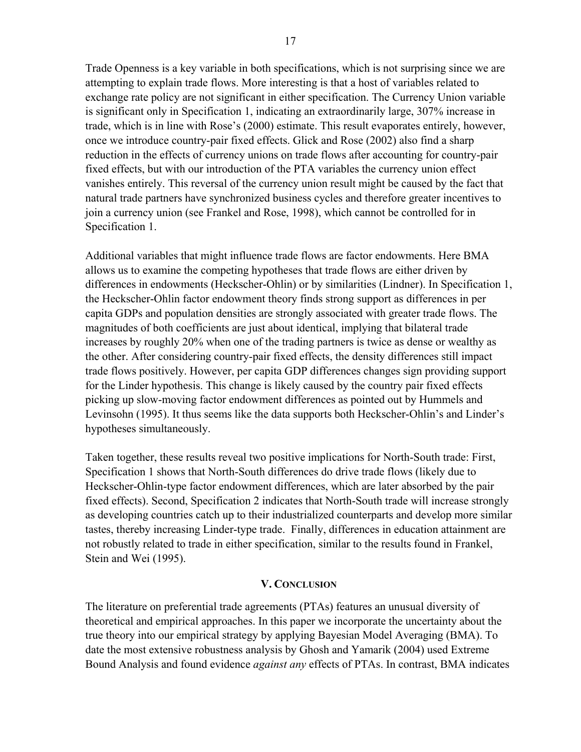Trade Openness is a key variable in both specifications, which is not surprising since we are attempting to explain trade flows. More interesting is that a host of variables related to exchange rate policy are not significant in either specification. The Currency Union variable is significant only in Specification 1, indicating an extraordinarily large, 307% increase in trade, which is in line with Rose's (2000) estimate. This result evaporates entirely, however, once we introduce country-pair fixed effects. Glick and Rose (2002) also find a sharp reduction in the effects of currency unions on trade flows after accounting for country-pair fixed effects, but with our introduction of the PTA variables the currency union effect vanishes entirely. This reversal of the currency union result might be caused by the fact that natural trade partners have synchronized business cycles and therefore greater incentives to join a currency union (see Frankel and Rose, 1998), which cannot be controlled for in Specification 1.

Additional variables that might influence trade flows are factor endowments. Here BMA allows us to examine the competing hypotheses that trade flows are either driven by differences in endowments (Heckscher-Ohlin) or by similarities (Lindner). In Specification 1, the Heckscher-Ohlin factor endowment theory finds strong support as differences in per capita GDPs and population densities are strongly associated with greater trade flows. The magnitudes of both coefficients are just about identical, implying that bilateral trade increases by roughly 20% when one of the trading partners is twice as dense or wealthy as the other. After considering country-pair fixed effects, the density differences still impact trade flows positively. However, per capita GDP differences changes sign providing support for the Linder hypothesis. This change is likely caused by the country pair fixed effects picking up slow-moving factor endowment differences as pointed out by Hummels and Levinsohn (1995). It thus seems like the data supports both Heckscher-Ohlin's and Linder's hypotheses simultaneously.

Taken together, these results reveal two positive implications for North-South trade: First, Specification 1 shows that North-South differences do drive trade flows (likely due to Heckscher-Ohlin-type factor endowment differences, which are later absorbed by the pair fixed effects). Second, Specification 2 indicates that North-South trade will increase strongly as developing countries catch up to their industrialized counterparts and develop more similar tastes, thereby increasing Linder-type trade. Finally, differences in education attainment are not robustly related to trade in either specification, similar to the results found in Frankel, Stein and Wei (1995).

## V. Conclusion

The literature on preferential trade agreements (PTAs) features an unusual diversity of theoretical and empirical approaches. In this paper we incorporate the uncertainty about the true theory into our empirical strategy by applying Bayesian Model Averaging (BMA). To date the most extensive robustness analysis by Ghosh and Yamarik (2004) used Extreme Bound Analysis and found evidence *against any* effects of PTAs. In contrast, BMA indicates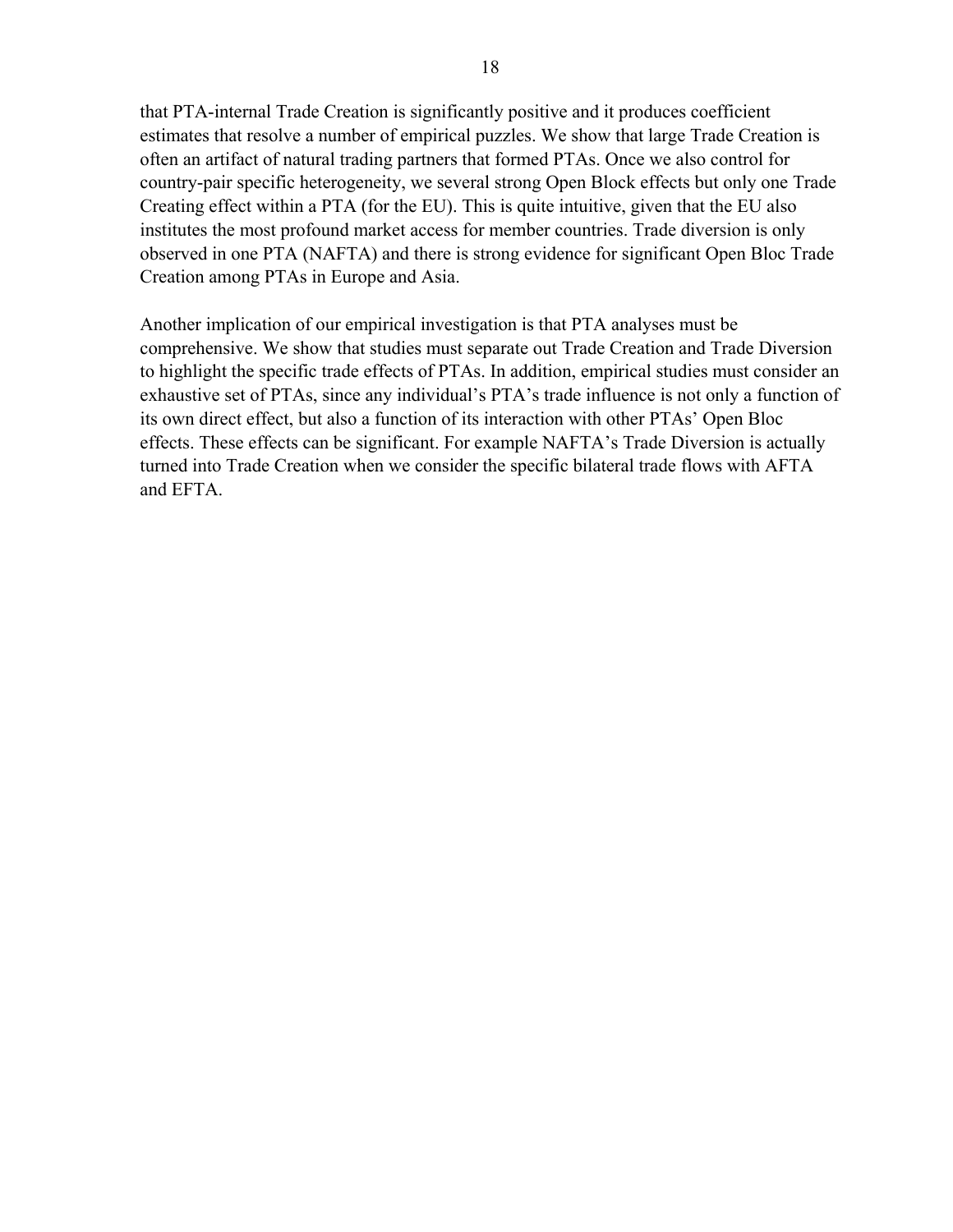that PTA-internal Trade Creation is significantly positive and it produces coefficient estimates that resolve a number of empirical puzzles. We show that large Trade Creation is often an artifact of natural trading partners that formed PTAs. Once we also control for country-pair specific heterogeneity, we several strong Open Block effects but only one Trade Creating effect within a PTA (for the EU). This is quite intuitive, given that the EU also institutes the most profound market access for member countries. Trade diversion is only observed in one PTA (NAFTA) and there is strong evidence for significant Open Bloc Trade Creation among PTAs in Europe and Asia.

Another implication of our empirical investigation is that PTA analyses must be comprehensive. We show that studies must separate out Trade Creation and Trade Diversion to highlight the specific trade effects of PTAs. In addition, empirical studies must consider an exhaustive set of PTAs, since any individual's PTA's trade influence is not only a function of its own direct effect, but also a function of its interaction with other PTAs' Open Bloc effects. These effects can be significant. For example NAFTA's Trade Diversion is actually turned into Trade Creation when we consider the specific bilateral trade flows with AFTA and EFTA.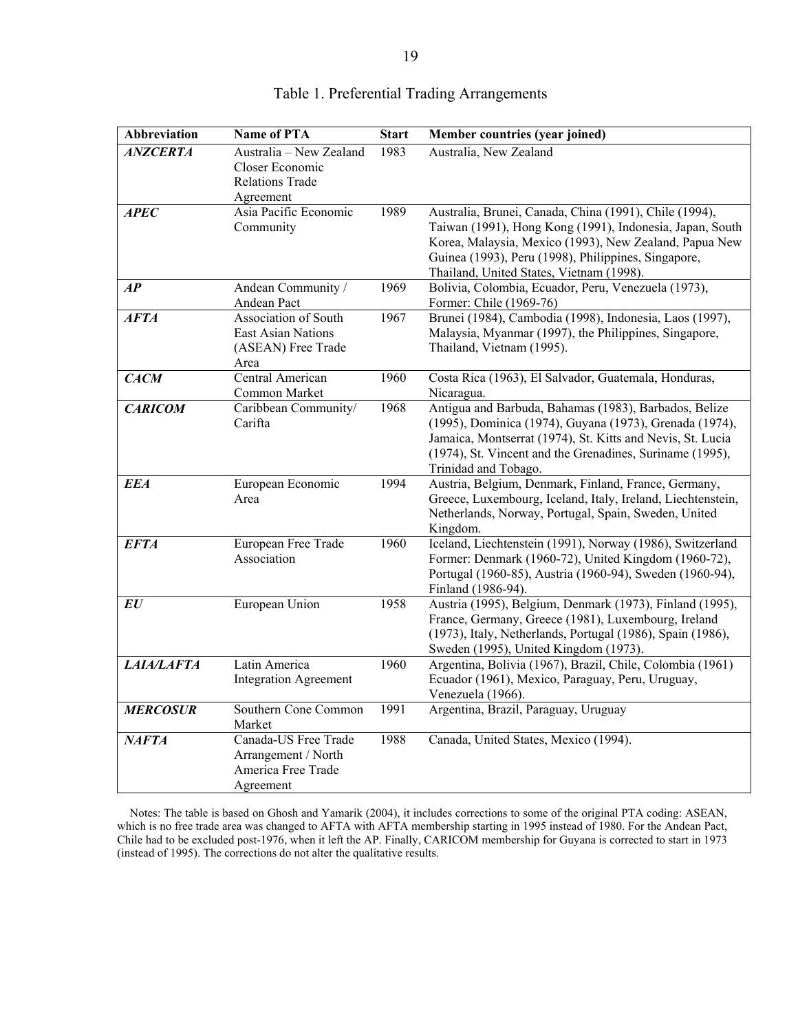Table 1. Preferential Trading Arrangements

| Abbreviation | Name of PTA | Start | Member countries (year joined) |
|---|---|---|---|
| ***ANZCERTA*** | Australia – New Zealand Closer Economic Relations Trade Agreement | 1983 | Australia, New Zealand |
| ***APEC*** | Asia Pacific Economic Community | 1989 | Australia, Brunei, Canada, China (1991), Chile (1994), Taiwan (1991), Hong Kong (1991), Indonesia, Japan, South Korea, Malaysia, Mexico (1993), New Zealand, Papua New Guinea (1993), Peru (1998), Philippines, Singapore, Thailand, United States, Vietnam (1998). |
| ***AP*** | Andean Community / Andean Pact | 1969 | Bolivia, Colombia, Ecuador, Peru, Venezuela (1973), Former: Chile (1969-76) |
| ***AFTA*** | Association of South East Asian Nations (ASEAN) Free Trade Area | 1967 | Brunei (1984), Cambodia (1998), Indonesia, Laos (1997), Malaysia, Myanmar (1997), the Philippines, Singapore, Thailand, Vietnam (1995). |
| ***CACM*** | Central American Common Market | 1960 | Costa Rica (1963), El Salvador, Guatemala, Honduras, Nicaragua. |
| ***CARICOM*** | Caribbean Community/ Carifta | 1968 | Antigua and Barbuda, Bahamas (1983), Barbados, Belize (1995), Dominica (1974), Guyana (1973), Grenada (1974), Jamaica, Montserrat (1974), St. Kitts and Nevis, St. Lucia (1974), St. Vincent and the Grenadines, Suriname (1995), Trinidad and Tobago. |
| ***EEA*** | European Economic Area | 1994 | Austria, Belgium, Denmark, Finland, France, Germany, Greece, Luxembourg, Iceland, Italy, Ireland, Liechtenstein, Netherlands, Norway, Portugal, Spain, Sweden, United Kingdom. |
| ***EFTA*** | European Free Trade Association | 1960 | Iceland, Liechtenstein (1991), Norway (1986), Switzerland Former: Denmark (1960-72), United Kingdom (1960-72), Portugal (1960-85), Austria (1960-94), Sweden (1960-94), Finland (1986-94). |
| ***EU*** | European Union | 1958 | Austria (1995), Belgium, Denmark (1973), Finland (1995), France, Germany, Greece (1981), Luxembourg, Ireland (1973), Italy, Netherlands, Portugal (1986), Spain (1986), Sweden (1995), United Kingdom (1973). |
| ***LAIA/LAFTA*** | Latin America Integration Agreement | 1960 | Argentina, Bolivia (1967), Brazil, Chile, Colombia (1961) Ecuador (1961), Mexico, Paraguay, Peru, Uruguay, Venezuela (1966). |
| ***MERCOSUR*** | Southern Cone Common Market | 1991 | Argentina, Brazil, Paraguay, Uruguay |
| ***NAFTA*** | Canada-US Free Trade Arrangement / North America Free Trade Agreement | 1988 | Canada, United States, Mexico (1994). |

Notes: The table is based on Ghosh and Yamarik (2004), it includes corrections to some of the original PTA coding: ASEAN, which is no free trade area was changed to AFTA with AFTA membership starting in 1995 instead of 1980. For the Andean Pact, Chile had to be excluded post-1976, when it left the AP. Finally, CARICOM membership for Guyana is corrected to start in 1973 (instead of 1995). The corrections do not alter the qualitative results.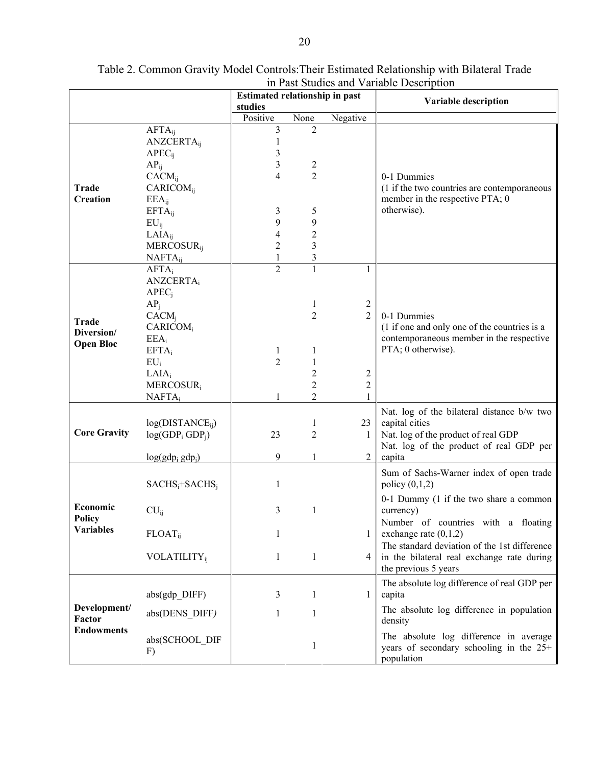Table 2. Common Gravity Model Controls:Their Estimated Relationship with Bilateral Trade in Past Studies and Variable Description

| | | Estimated relationship in past studies | | | Variable description |
|---|---|---|---|---|---|
| | | Positive | None | Negative | |
| **Trade Creation** | $AFTA_{ij}$ | 3 | 2 | | 0-1 Dummies (1 if the two countries are contemporaneous member in the respective PTA; 0 otherwise). |
| | $ANZCERTA_{ij}$ | 1 | | | |
| | $APEC_{ij}$ | 3 | | | |
| | $AP_{ij}$ | 3 | 2 | | |
| | $CACM_{ij}$ | 4 | 2 | | |
| | $CARICOM_{ij}$ | | | | |
| | $EEA_{ij}$ | | | | |
| | $EFTA_{ij}$ | 3 | 5 | | |
| | $EU_{ij}$ | 9 | 9 | | |
| | $LAIA_{ij}$ | 4 | 2 | | |
| | $MERCOSUR_{ij}$ | 2 | 3 | | |
| | $NAFTA_{ij}$ | 1 | 3 | | |
| **Trade Diversion/ Open Bloc** | $AFTA_{i}$ | 2 | 1 | 1 | 0-1 Dummies (1 if one and only one of the countries is a contemporaneous member in the respective PTA; 0 otherwise). |
| | $ANZCERTA_{i}$ | | | | |
| | $APEC_{j}$ | | | | |
| | $AP_{j}$ | | 1 | 2 | |
| | $CACM_{j}$ | | 2 | 2 | |
| | $CARICOM_{i}$ | | | | |
| | $EEA_{i}$ | | | | |
| | $EFTA_{i}$ | 1 | 1 | | |
| | $EU_{i}$ | 2 | 1 | | |
| | $LAIA_{i}$ | | 2 | 2 | |
| | $MERCOSUR_{i}$ | | 2 | 2 | |
| | $NAFTA_{i}$ | 1 | 2 | 1 | |
| **Core Gravity** | $\log(DISTANCE_{ij})$ | | 1 | 23 | Nat. log of the bilateral distance b/w two capital cities |
| | $\log(GDP_i\ GDP_j)$ | 23 | 2 | 1 | Nat. log of the product of real GDP |
| | $\log(gdp_i\ gdp_j)$ | 9 | 1 | 2 | Nat. log of the product of real GDP per capita |
| **Economic Policy Variables** | $SACHS_i+SACHS_j$ | 1 | | | Sum of Sachs-Warner index of open trade policy (0,1,2) |
| | $CU_{ij}$ | 3 | 1 | | 0-1 Dummy (1 if the two share a common currency) |
| | $FLOAT_{ij}$ | 1 | | 1 | Number of countries with a floating exchange rate (0,1,2) |
| | $VOLATILITY_{ij}$ | 1 | 1 | 4 | The standard deviation of the 1st difference in the bilateral real exchange rate during the previous 5 years |
| **Development/ Factor Endowments** | abs(gdp_DIFF) | 3 | 1 | 1 | The absolute log difference of real GDP per capita |
| | abs(DENS_DIFF) | 1 | 1 | | The absolute log difference in population density |
| | abs(SCHOOL_DIFF) | | 1 | | The absolute log difference in average years of secondary schooling in the 25+ population |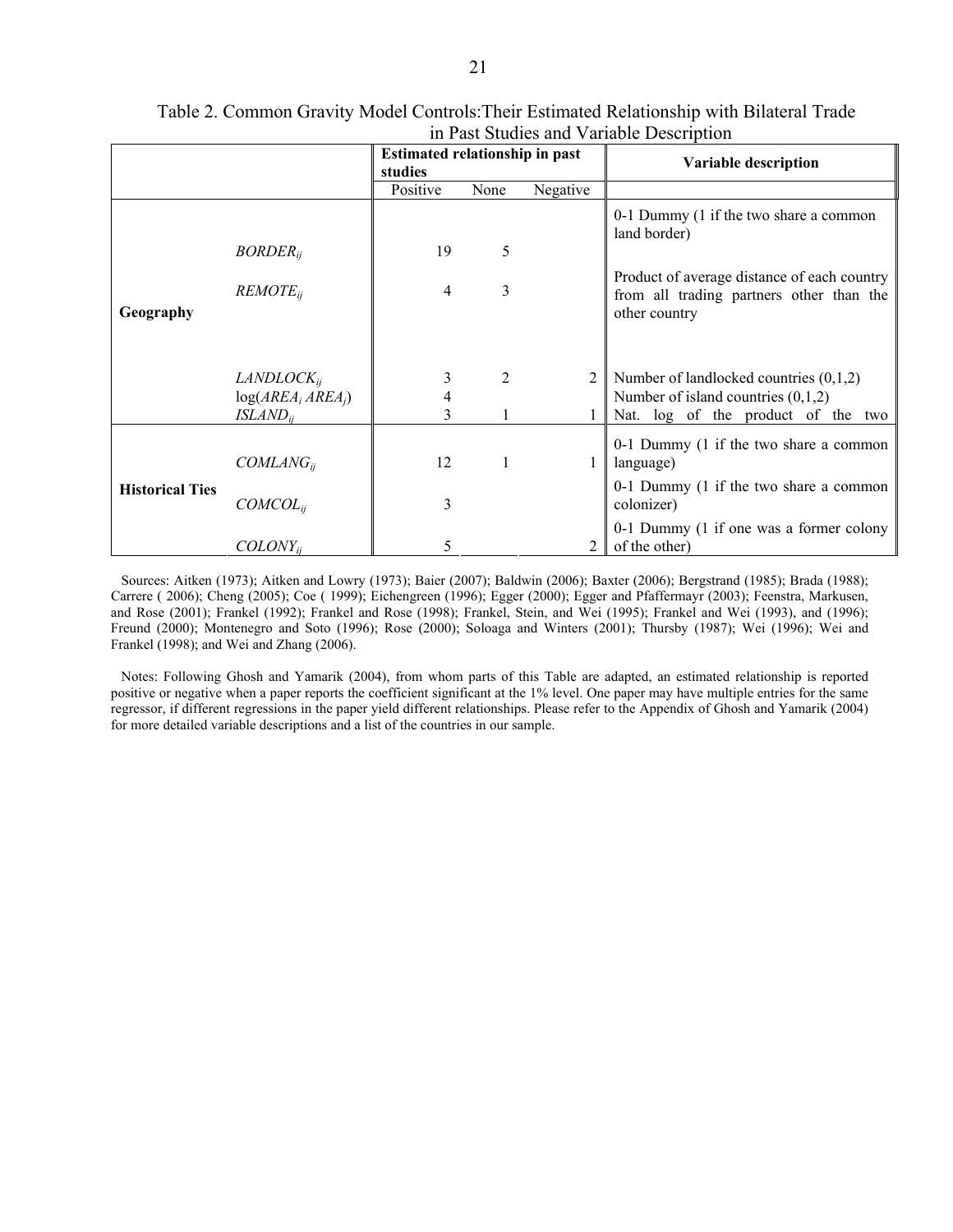Table 2. Common Gravity Model Controls:Their Estimated Relationship with Bilateral Trade in Past Studies and Variable Description

| | | Estimated relationship in past studies | | | Variable description |
|---|---|---|---|---|---|
| | | Positive | None | Negative | |
| Geography | $BORDER_{ij}$ | 19 | 5 | | 0-1 Dummy (1 if the two share a common land border) |
| | $REMOTE_{ij}$ | 4 | 3 | | Product of average distance of each country from all trading partners other than the other country |
| | $LANDLOCK_{ij}$ | 3 | 2 | 2 | Number of landlocked countries (0,1,2) |
| | $\log(AREA_i\, AREA_j)$ | 4 | | | Number of island countries (0,1,2) |
| | $ISLAND_{ij}$ | 3 | 1 | 1 | Nat. log of the product of the two |
| Historical Ties | $COMLANG_{ij}$ | 12 | 1 | 1 | 0-1 Dummy (1 if the two share a common language) |
| | $COMCOL_{ij}$ | 3 | | | 0-1 Dummy (1 if the two share a common colonizer) |
| | $COLONY_{ij}$ | 5 | | 2 | 0-1 Dummy (1 if one was a former colony of the other) |

Sources: Aitken (1973); Aitken and Lowry (1973); Baier (2007); Baldwin (2006); Baxter (2006); Bergstrand (1985); Brada (1988); Carrere ( 2006); Cheng (2005); Coe ( 1999); Eichengreen (1996); Egger (2000); Egger and Pfaffermayr (2003); Feenstra, Markusen, and Rose (2001); Frankel (1992); Frankel and Rose (1998); Frankel, Stein, and Wei (1995); Frankel and Wei (1993), and (1996); Freund (2000); Montenegro and Soto (1996); Rose (2000); Soloaga and Winters (2001); Thursby (1987); Wei (1996); Wei and Frankel (1998); and Wei and Zhang (2006).

Notes: Following Ghosh and Yamarik (2004), from whom parts of this Table are adapted, an estimated relationship is reported positive or negative when a paper reports the coefficient significant at the 1% level. One paper may have multiple entries for the same regressor, if different regressions in the paper yield different relationships. Please refer to the Appendix of Ghosh and Yamarik (2004) for more detailed variable descriptions and a list of the countries in our sample.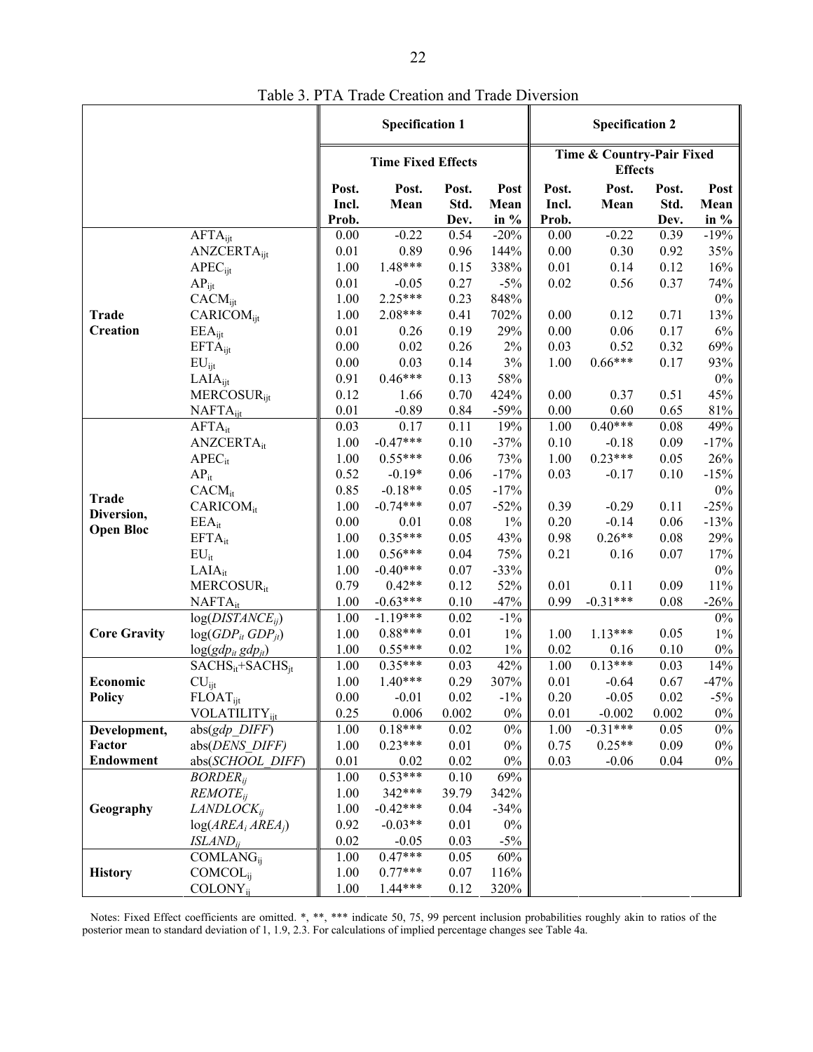Table 3. PTA Trade Creation and Trade Diversion

| | | Specification 1 | | | | Specification 2 | | | |
|---|---|---|---|---|---|---|---|---|---|
| | | Time Fixed Effects | | | | Time & Country-Pair Fixed Effects | | | |
| | | Post. Incl. Prob. | Post. Mean | Post. Std. Dev. | Post Mean in % | Post. Incl. Prob. | Post. Mean | Post. Std. Dev. | Post Mean in % |
| **Trade Creation** | $AFTA_{ijt}$ | 0.00 | -0.22 | 0.54 | -20% | 0.00 | -0.22 | 0.39 | -19% |
| | $ANZCERTA_{ijt}$ | 0.01 | 0.89 | 0.96 | 144% | 0.00 | 0.30 | 0.92 | 35% |
| | $APEC_{ijt}$ | 1.00 | 1.48*** | 0.15 | 338% | 0.01 | 0.14 | 0.12 | 16% |
| | $AP_{ijt}$ | 0.01 | -0.05 | 0.27 | -5% | 0.02 | 0.56 | 0.37 | 74% |
| | $CACM_{ijt}$ | 1.00 | 2.25*** | 0.23 | 848% | | | | 0% |
| | $CARICOM_{ijt}$ | 1.00 | 2.08*** | 0.41 | 702% | 0.00 | 0.12 | 0.71 | 13% |
| | $EEA_{ijt}$ | 0.01 | 0.26 | 0.19 | 29% | 0.00 | 0.06 | 0.17 | 6% |
| | $EFTA_{ijt}$ | 0.00 | 0.02 | 0.26 | 2% | 0.03 | 0.52 | 0.32 | 69% |
| | $EU_{ijt}$ | 0.00 | 0.03 | 0.14 | 3% | 1.00 | 0.66*** | 0.17 | 93% |
| | $LAIA_{ijt}$ | 0.91 | 0.46*** | 0.13 | 58% | | | | 0% |
| | $MERCOSUR_{ijt}$ | 0.12 | 1.66 | 0.70 | 424% | 0.00 | 0.37 | 0.51 | 45% |
| | $NAFTA_{ijt}$ | 0.01 | -0.89 | 0.84 | -59% | 0.00 | 0.60 | 0.65 | 81% |
| **Trade Diversion, Open Bloc** | $AFTA_{it}$ | 0.03 | 0.17 | 0.11 | 19% | 1.00 | 0.40*** | 0.08 | 49% |
| | $ANZCERTA_{it}$ | 1.00 | -0.47*** | 0.10 | -37% | 0.10 | -0.18 | 0.09 | -17% |
| | $APEC_{it}$ | 1.00 | 0.55*** | 0.06 | 73% | 1.00 | 0.23*** | 0.05 | 26% |
| | $AP_{it}$ | 0.52 | -0.19* | 0.06 | -17% | 0.03 | -0.17 | 0.10 | -15% |
| | $CACM_{it}$ | 0.85 | -0.18** | 0.05 | -17% | | | | 0% |
| | $CARICOM_{it}$ | 1.00 | -0.74*** | 0.07 | -52% | 0.39 | -0.29 | 0.11 | -25% |
| | $EEA_{it}$ | 0.00 | 0.01 | 0.08 | 1% | 0.20 | -0.14 | 0.06 | -13% |
| | $EFTA_{it}$ | 1.00 | 0.35*** | 0.05 | 43% | 0.98 | 0.26** | 0.08 | 29% |
| | $EU_{it}$ | 1.00 | 0.56*** | 0.04 | 75% | 0.21 | 0.16 | 0.07 | 17% |
| | $LAIA_{it}$ | 1.00 | -0.40*** | 0.07 | -33% | | | | 0% |
| | $MERCOSUR_{it}$ | 0.79 | 0.42** | 0.12 | 52% | 0.01 | 0.11 | 0.09 | 11% |
| | $NAFTA_{it}$ | 1.00 | -0.63*** | 0.10 | -47% | 0.99 | -0.31*** | 0.08 | -26% |
| **Core Gravity** | $\log(DISTANCE_{ij})$ | 1.00 | -1.19*** | 0.02 | -1% | | | | 0% |
| | $\log(GDP_{it}\, GDP_{jt})$ | 1.00 | 0.88*** | 0.01 | 1% | 1.00 | 1.13*** | 0.05 | 1% |
| | $\log(gdp_{it}\, gdp_{jt})$ | 1.00 | 0.55*** | 0.02 | 1% | 0.02 | 0.16 | 0.10 | 0% |
| **Economic Policy** | $SACHS_{it}+SACHS_{jt}$ | 1.00 | 0.35*** | 0.03 | 42% | 1.00 | 0.13*** | 0.03 | 14% |
| | $CU_{ijt}$ | 1.00 | 1.40*** | 0.29 | 307% | 0.01 | -0.64 | 0.67 | -47% |
| | $FLOAT_{ijt}$ | 0.00 | -0.01 | 0.02 | -1% | 0.20 | -0.05 | 0.02 | -5% |
| | $VOLATILITY_{ijt}$ | 0.25 | 0.006 | 0.002 | 0% | 0.01 | -0.002 | 0.002 | 0% |
| **Development, Factor Endowment** | $\text{abs}(gdp\_DIFF)$ | 1.00 | 0.18*** | 0.02 | 0% | 1.00 | -0.31*** | 0.05 | 0% |
| | $\text{abs}(DENS\_DIFF)$ | 1.00 | 0.23*** | 0.01 | 0% | 0.75 | 0.25** | 0.09 | 0% |
| | $\text{abs}(SCHOOL\_DIFF)$ | 0.01 | 0.02 | 0.02 | 0% | 0.03 | -0.06 | 0.04 | 0% |
| **Geography** | $BORDER_{ij}$ | 1.00 | 0.53*** | 0.10 | 69% | | | | |
| | $REMOTE_{ij}$ | 1.00 | 342*** | 39.79 | 342% | | | | |
| | $LANDLOCK_{ij}$ | 1.00 | -0.42*** | 0.04 | -34% | | | | |
| | $\log(AREA_i\, AREA_j)$ | 0.92 | -0.03** | 0.01 | 0% | | | | |
| | $ISLAND_{ij}$ | 0.02 | -0.05 | 0.03 | -5% | | | | |
| **History** | $COMLANG_{ij}$ | 1.00 | 0.47*** | 0.05 | 60% | | | | |
| | $COMCOL_{ij}$ | 1.00 | 0.77*** | 0.07 | 116% | | | | |
| | $COLONY_{ij}$ | 1.00 | 1.44*** | 0.12 | 320% | | | | |

Notes: Fixed Effect coefficients are omitted. *, **, *** indicate 50, 75, 99 percent inclusion probabilities roughly akin to ratios of the posterior mean to standard deviation of 1, 1.9, 2.3. For calculations of implied percentage changes see Table 4a.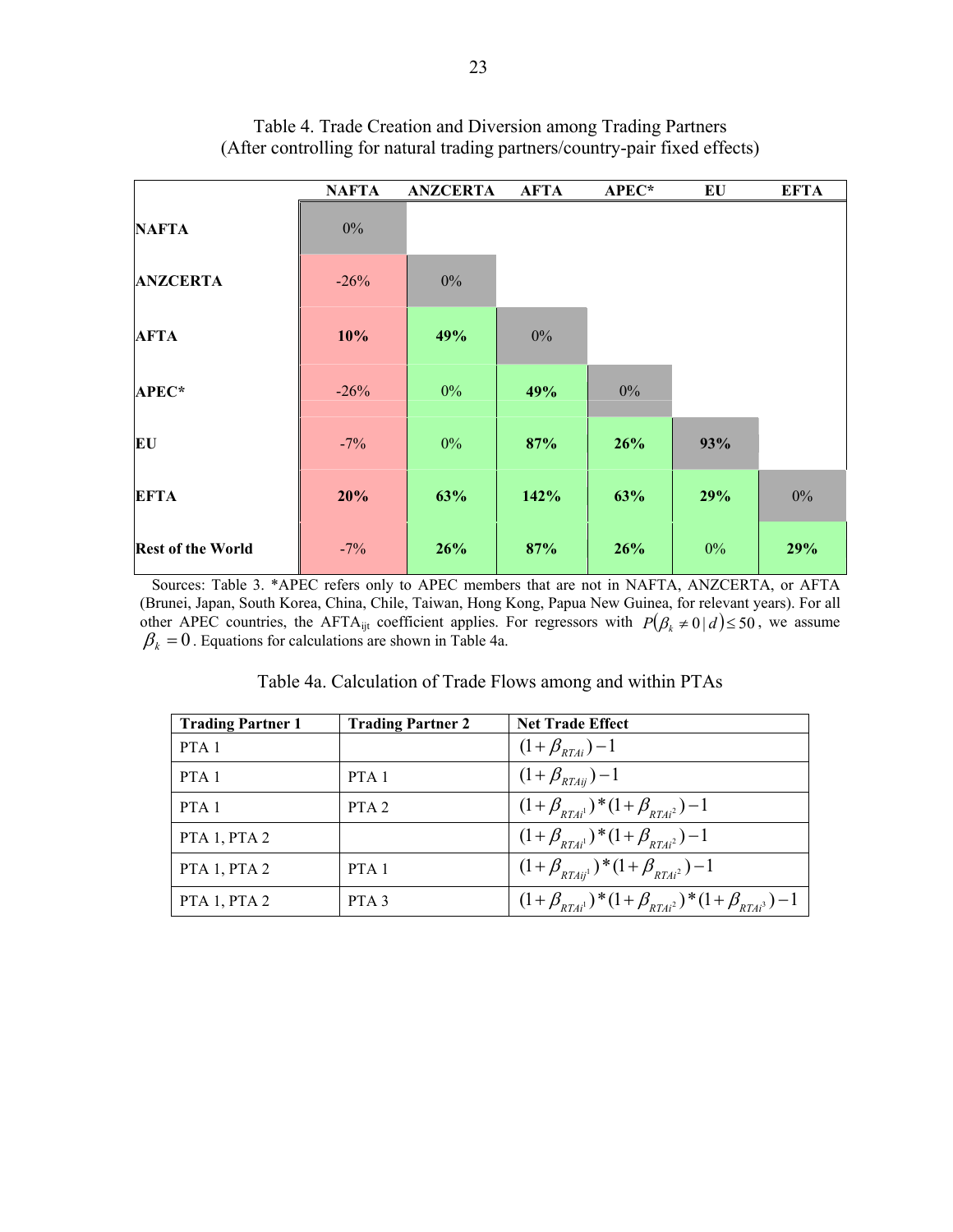Table 4. Trade Creation and Diversion among Trading Partners
(After controlling for natural trading partners/country-pair fixed effects)

| | NAFTA | ANZCERTA | AFTA | APEC* | EU | EFTA |
|---|---|---|---|---|---|---|
| **NAFTA** | 0% | | | | | |
| **ANZCERTA** | -26% | 0% | | | | |
| **AFTA** | **10%** | **49%** | 0% | | | |
| **APEC*** | -26% | 0% | **49%** | 0% | | |
| **EU** | -7% | 0% | **87%** | **26%** | **93%** | |
| **EFTA** | **20%** | **63%** | **142%** | **63%** | **29%** | 0% |
| **Rest of the World** | -7% | **26%** | **87%** | **26%** | 0% | **29%** |

Sources: Table 3. *APEC refers only to APEC members that are not in NAFTA, ANZCERTA, or AFTA (Brunei, Japan, South Korea, China, Chile, Taiwan, Hong Kong, Papua New Guinea, for relevant years). For all other APEC countries, the $AFTA_{ijt}$ coefficient applies. For regressors with $P(\beta_k \neq 0 | d) \leq 50$, we assume $\beta_k = 0$. Equations for calculations are shown in Table 4a.

Table 4a. Calculation of Trade Flows among and within PTAs

| Trading Partner 1 | Trading Partner 2 | Net Trade Effect |
|---|---|---|
| PTA 1 | | $(1+\beta_{RTAi})-1$ |
| PTA 1 | PTA 1 | $(1+\beta_{RTAij})-1$ |
| PTA 1 | PTA 2 | $(1+\beta_{RTAi^1})*(1+\beta_{RTAi^2})-1$ |
| PTA 1, PTA 2 | | $(1+\beta_{RTAi^1})*(1+\beta_{RTAi^2})-1$ |
| PTA 1, PTA 2 | PTA 1 | $(1+\beta_{RTAij^1})*(1+\beta_{RTAi^2})-1$ |
| PTA 1, PTA 2 | PTA 3 | $(1+\beta_{RTAi^1})*(1+\beta_{RTAi^2})*(1+\beta_{RTAi^3})-1$ |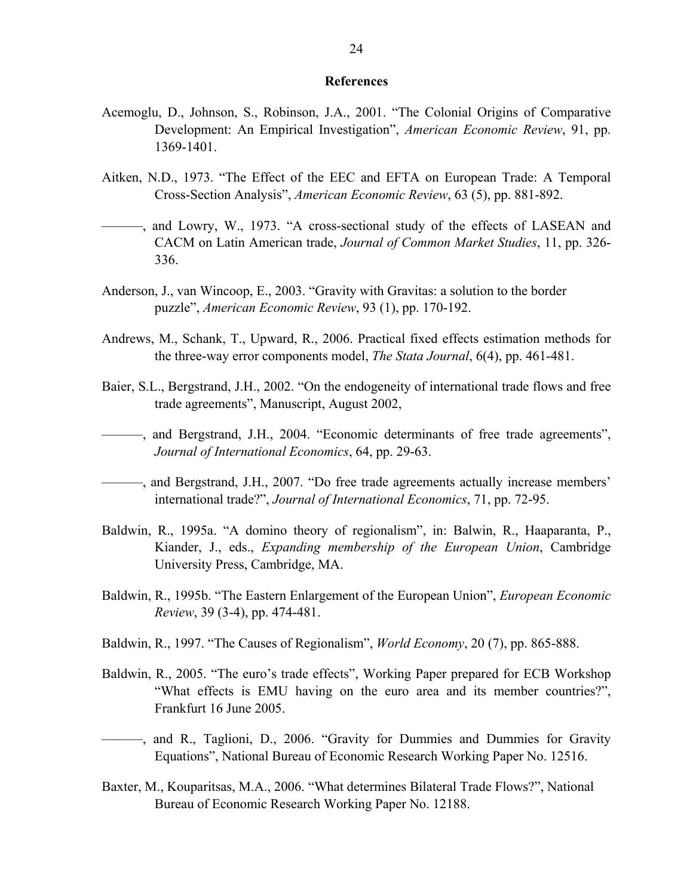## References

Acemoglu, D., Johnson, S., Robinson, J.A., 2001. "The Colonial Origins of Comparative Development: An Empirical Investigation", *American Economic Review*, 91, pp. 1369-1401.

Aitken, N.D., 1973. "The Effect of the EEC and EFTA on European Trade: A Temporal Cross-Section Analysis", *American Economic Review*, 63 (5), pp. 881-892.

———, and Lowry, W., 1973. "A cross-sectional study of the effects of LASEAN and CACM on Latin American trade, *Journal of Common Market Studies*, 11, pp. 326-336.

Anderson, J., van Wincoop, E., 2003. "Gravity with Gravitas: a solution to the border puzzle", *American Economic Review*, 93 (1), pp. 170-192.

Andrews, M., Schank, T., Upward, R., 2006. Practical fixed effects estimation methods for the three-way error components model, *The Stata Journal*, 6(4), pp. 461-481.

Baier, S.L., Bergstrand, J.H., 2002. "On the endogeneity of international trade flows and free trade agreements", Manuscript, August 2002,

———, and Bergstrand, J.H., 2004. "Economic determinants of free trade agreements", *Journal of International Economics*, 64, pp. 29-63.

———, and Bergstrand, J.H., 2007. "Do free trade agreements actually increase members' international trade?", *Journal of International Economics*, 71, pp. 72-95.

Baldwin, R., 1995a. "A domino theory of regionalism", in: Balwin, R., Haaparanta, P., Kiander, J., eds., *Expanding membership of the European Union*, Cambridge University Press, Cambridge, MA.

Baldwin, R., 1995b. "The Eastern Enlargement of the European Union", *European Economic Review*, 39 (3-4), pp. 474-481.

Baldwin, R., 1997. "The Causes of Regionalism", *World Economy*, 20 (7), pp. 865-888.

Baldwin, R., 2005. "The euro's trade effects", Working Paper prepared for ECB Workshop "What effects is EMU having on the euro area and its member countries?", Frankfurt 16 June 2005.

———, and R., Taglioni, D., 2006. "Gravity for Dummies and Dummies for Gravity Equations", National Bureau of Economic Research Working Paper No. 12516.

Baxter, M., Kouparitsas, M.A., 2006. "What determines Bilateral Trade Flows?", National Bureau of Economic Research Working Paper No. 12188.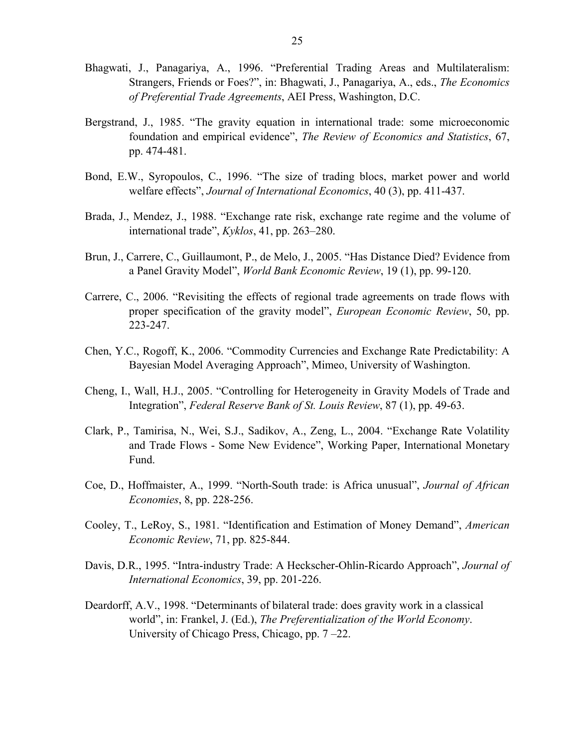Bhagwati, J., Panagariya, A., 1996. "Preferential Trading Areas and Multilateralism: Strangers, Friends or Foes?", in: Bhagwati, J., Panagariya, A., eds., *The Economics of Preferential Trade Agreements*, AEI Press, Washington, D.C.

Bergstrand, J., 1985. "The gravity equation in international trade: some microeconomic foundation and empirical evidence", *The Review of Economics and Statistics*, 67, pp. 474-481.

Bond, E.W., Syropoulos, C., 1996. "The size of trading blocs, market power and world welfare effects", *Journal of International Economics*, 40 (3), pp. 411-437.

Brada, J., Mendez, J., 1988. "Exchange rate risk, exchange rate regime and the volume of international trade", *Kyklos*, 41, pp. 263–280.

Brun, J., Carrere, C., Guillaumont, P., de Melo, J., 2005. "Has Distance Died? Evidence from a Panel Gravity Model", *World Bank Economic Review*, 19 (1), pp. 99-120.

Carrere, C., 2006. "Revisiting the effects of regional trade agreements on trade flows with proper specification of the gravity model", *European Economic Review*, 50, pp. 223-247.

Chen, Y.C., Rogoff, K., 2006. "Commodity Currencies and Exchange Rate Predictability: A Bayesian Model Averaging Approach", Mimeo, University of Washington.

Cheng, I., Wall, H.J., 2005. "Controlling for Heterogeneity in Gravity Models of Trade and Integration", *Federal Reserve Bank of St. Louis Review*, 87 (1), pp. 49-63.

Clark, P., Tamirisa, N., Wei, S.J., Sadikov, A., Zeng, L., 2004. "Exchange Rate Volatility and Trade Flows - Some New Evidence", Working Paper, International Monetary Fund.

Coe, D., Hoffmaister, A., 1999. "North-South trade: is Africa unusual", *Journal of African Economies*, 8, pp. 228-256.

Cooley, T., LeRoy, S., 1981. "Identification and Estimation of Money Demand", *American Economic Review*, 71, pp. 825-844.

Davis, D.R., 1995. "Intra-industry Trade: A Heckscher-Ohlin-Ricardo Approach", *Journal of International Economics*, 39, pp. 201-226.

Deardorff, A.V., 1998. "Determinants of bilateral trade: does gravity work in a classical world", in: Frankel, J. (Ed.), *The Preferentialization of the World Economy*. University of Chicago Press, Chicago, pp. 7 –22.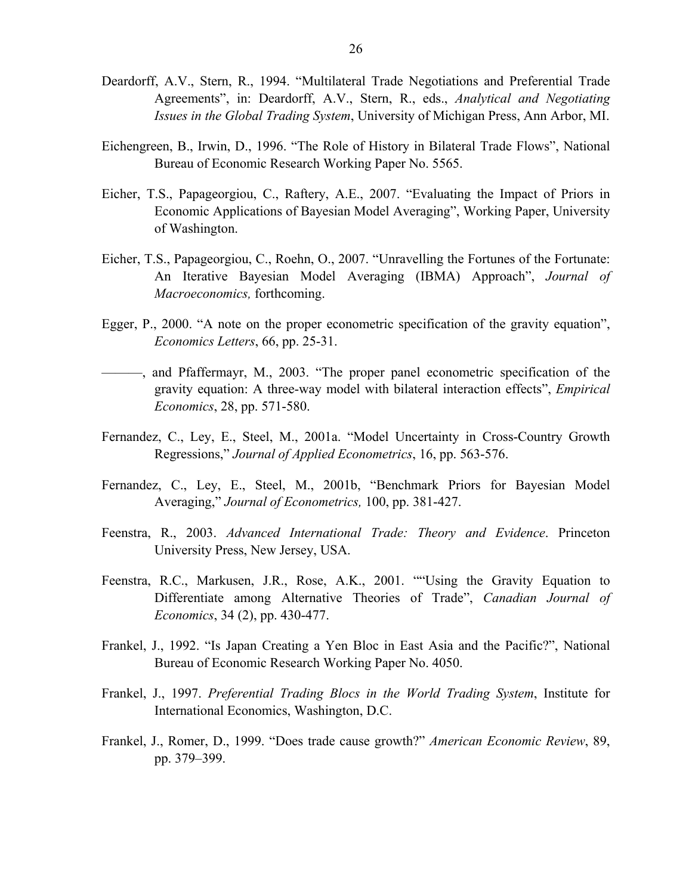Deardorff, A.V., Stern, R., 1994. "Multilateral Trade Negotiations and Preferential Trade Agreements", in: Deardorff, A.V., Stern, R., eds., *Analytical and Negotiating Issues in the Global Trading System*, University of Michigan Press, Ann Arbor, MI.

Eichengreen, B., Irwin, D., 1996. "The Role of History in Bilateral Trade Flows", National Bureau of Economic Research Working Paper No. 5565.

Eicher, T.S., Papageorgiou, C., Raftery, A.E., 2007. "Evaluating the Impact of Priors in Economic Applications of Bayesian Model Averaging", Working Paper, University of Washington.

Eicher, T.S., Papageorgiou, C., Roehn, O., 2007. "Unravelling the Fortunes of the Fortunate: An Iterative Bayesian Model Averaging (IBMA) Approach", *Journal of Macroeconomics,* forthcoming.

Egger, P., 2000. "A note on the proper econometric specification of the gravity equation", *Economics Letters*, 66, pp. 25-31.

———, and Pfaffermayr, M., 2003. "The proper panel econometric specification of the gravity equation: A three-way model with bilateral interaction effects", *Empirical Economics*, 28, pp. 571-580.

Fernandez, C., Ley, E., Steel, M., 2001a. "Model Uncertainty in Cross-Country Growth Regressions," *Journal of Applied Econometrics*, 16, pp. 563-576.

Fernandez, C., Ley, E., Steel, M., 2001b, "Benchmark Priors for Bayesian Model Averaging," *Journal of Econometrics,* 100, pp. 381-427.

Feenstra, R., 2003. *Advanced International Trade: Theory and Evidence*. Princeton University Press, New Jersey, USA.

Feenstra, R.C., Markusen, J.R., Rose, A.K., 2001. ""Using the Gravity Equation to Differentiate among Alternative Theories of Trade", *Canadian Journal of Economics*, 34 (2), pp. 430-477.

Frankel, J., 1992. "Is Japan Creating a Yen Bloc in East Asia and the Pacific?", National Bureau of Economic Research Working Paper No. 4050.

Frankel, J., 1997. *Preferential Trading Blocs in the World Trading System*, Institute for International Economics, Washington, D.C.

Frankel, J., Romer, D., 1999. "Does trade cause growth?" *American Economic Review*, 89, pp. 379–399.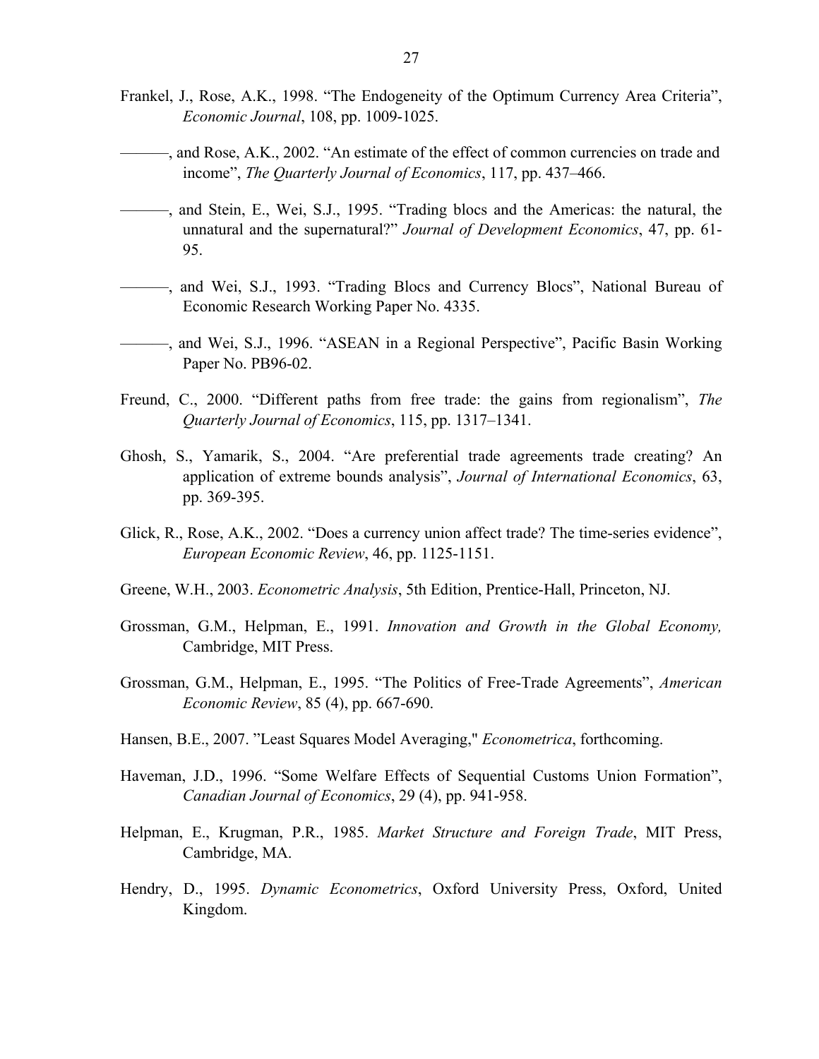Frankel, J., Rose, A.K., 1998. "The Endogeneity of the Optimum Currency Area Criteria", *Economic Journal*, 108, pp. 1009-1025.

———, and Rose, A.K., 2002. "An estimate of the effect of common currencies on trade and income", *The Quarterly Journal of Economics*, 117, pp. 437–466.

———, and Stein, E., Wei, S.J., 1995. "Trading blocs and the Americas: the natural, the unnatural and the supernatural?" *Journal of Development Economics*, 47, pp. 61-95.

———, and Wei, S.J., 1993. "Trading Blocs and Currency Blocs", National Bureau of Economic Research Working Paper No. 4335.

———, and Wei, S.J., 1996. "ASEAN in a Regional Perspective", Pacific Basin Working Paper No. PB96-02.

Freund, C., 2000. "Different paths from free trade: the gains from regionalism", *The Quarterly Journal of Economics*, 115, pp. 1317–1341.

Ghosh, S., Yamarik, S., 2004. "Are preferential trade agreements trade creating? An application of extreme bounds analysis", *Journal of International Economics*, 63, pp. 369-395.

Glick, R., Rose, A.K., 2002. "Does a currency union affect trade? The time-series evidence", *European Economic Review*, 46, pp. 1125-1151.

Greene, W.H., 2003. *Econometric Analysis*, 5th Edition, Prentice-Hall, Princeton, NJ.

Grossman, G.M., Helpman, E., 1991. *Innovation and Growth in the Global Economy,* Cambridge, MIT Press.

Grossman, G.M., Helpman, E., 1995. "The Politics of Free-Trade Agreements", *American Economic Review*, 85 (4), pp. 667-690.

Hansen, B.E., 2007. "Least Squares Model Averaging," *Econometrica*, forthcoming.

Haveman, J.D., 1996. "Some Welfare Effects of Sequential Customs Union Formation", *Canadian Journal of Economics*, 29 (4), pp. 941-958.

Helpman, E., Krugman, P.R., 1985. *Market Structure and Foreign Trade*, MIT Press, Cambridge, MA.

Hendry, D., 1995. *Dynamic Econometrics*, Oxford University Press, Oxford, United Kingdom.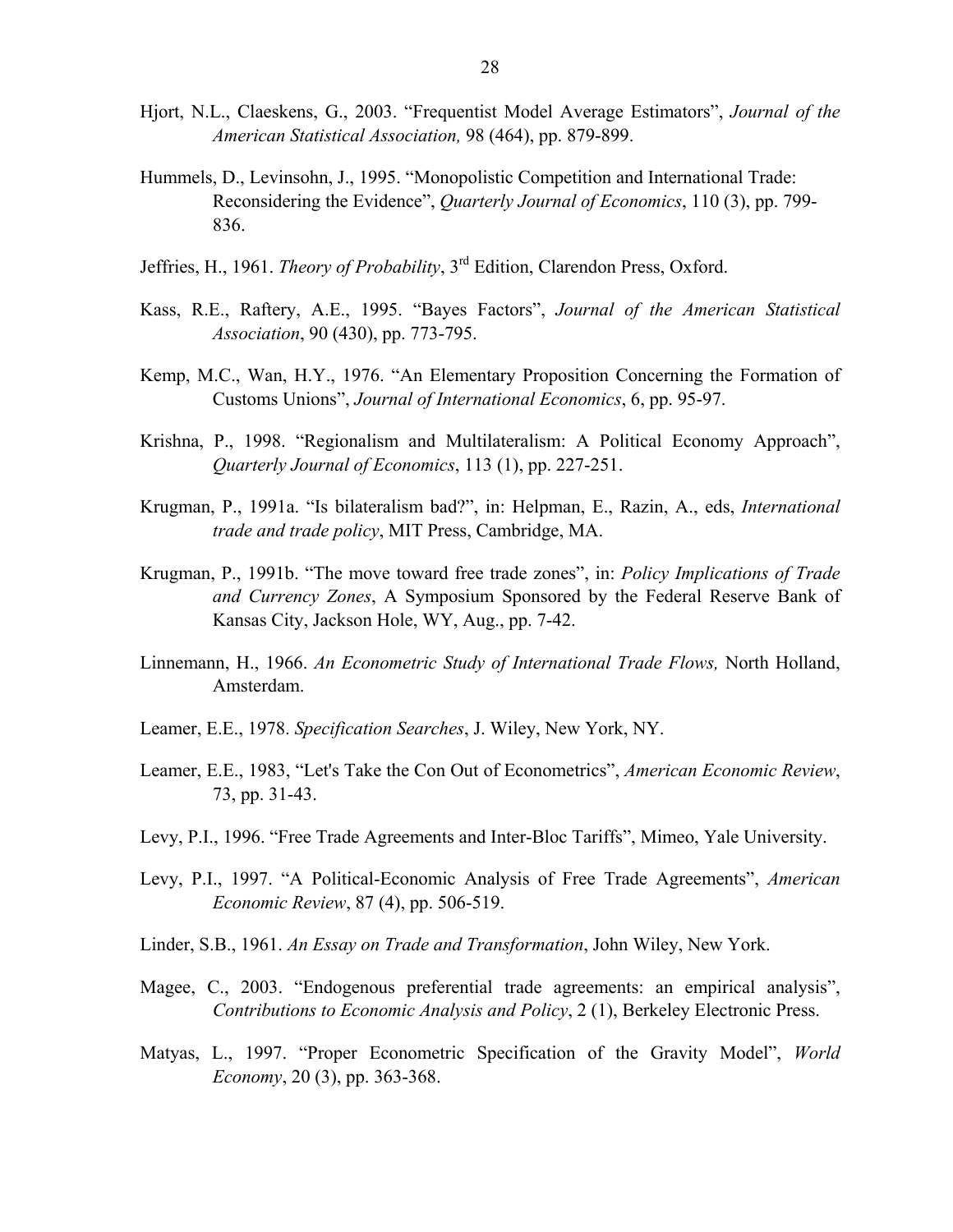Hjort, N.L., Claeskens, G., 2003. "Frequentist Model Average Estimators", *Journal of the American Statistical Association,* 98 (464), pp. 879-899.

Hummels, D., Levinsohn, J., 1995. "Monopolistic Competition and International Trade: Reconsidering the Evidence", *Quarterly Journal of Economics*, 110 (3), pp. 799-836.

Jeffries, H., 1961. *Theory of Probability*, 3rd Edition, Clarendon Press, Oxford.

Kass, R.E., Raftery, A.E., 1995. "Bayes Factors", *Journal of the American Statistical Association*, 90 (430), pp. 773-795.

Kemp, M.C., Wan, H.Y., 1976. "An Elementary Proposition Concerning the Formation of Customs Unions", *Journal of International Economics*, 6, pp. 95-97.

Krishna, P., 1998. "Regionalism and Multilateralism: A Political Economy Approach", *Quarterly Journal of Economics*, 113 (1), pp. 227-251.

Krugman, P., 1991a. "Is bilateralism bad?", in: Helpman, E., Razin, A., eds, *International trade and trade policy*, MIT Press, Cambridge, MA.

Krugman, P., 1991b. "The move toward free trade zones", in: *Policy Implications of Trade and Currency Zones*, A Symposium Sponsored by the Federal Reserve Bank of Kansas City, Jackson Hole, WY, Aug., pp. 7-42.

Linnemann, H., 1966. *An Econometric Study of International Trade Flows,* North Holland, Amsterdam.

Leamer, E.E., 1978. *Specification Searches*, J. Wiley, New York, NY.

Leamer, E.E., 1983, "Let's Take the Con Out of Econometrics", *American Economic Review*, 73, pp. 31-43.

Levy, P.I., 1996. "Free Trade Agreements and Inter-Bloc Tariffs", Mimeo, Yale University.

Levy, P.I., 1997. "A Political-Economic Analysis of Free Trade Agreements", *American Economic Review*, 87 (4), pp. 506-519.

Linder, S.B., 1961. *An Essay on Trade and Transformation*, John Wiley, New York.

Magee, C., 2003. "Endogenous preferential trade agreements: an empirical analysis", *Contributions to Economic Analysis and Policy*, 2 (1), Berkeley Electronic Press.

Matyas, L., 1997. "Proper Econometric Specification of the Gravity Model", *World Economy*, 20 (3), pp. 363-368.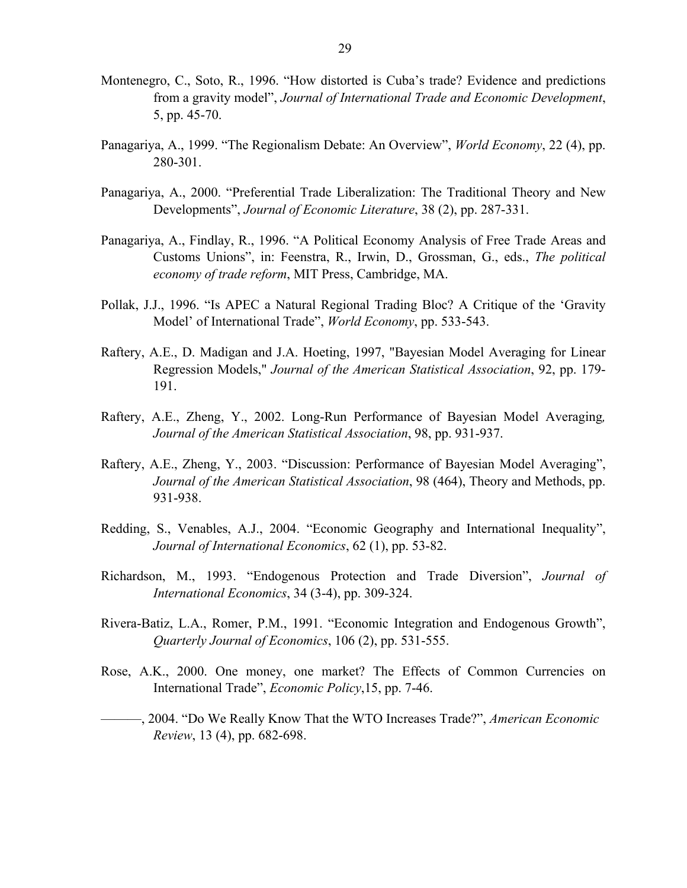Montenegro, C., Soto, R., 1996. "How distorted is Cuba's trade? Evidence and predictions from a gravity model", *Journal of International Trade and Economic Development*, 5, pp. 45-70.

Panagariya, A., 1999. "The Regionalism Debate: An Overview", *World Economy*, 22 (4), pp. 280-301.

Panagariya, A., 2000. "Preferential Trade Liberalization: The Traditional Theory and New Developments", *Journal of Economic Literature*, 38 (2), pp. 287-331.

Panagariya, A., Findlay, R., 1996. "A Political Economy Analysis of Free Trade Areas and Customs Unions", in: Feenstra, R., Irwin, D., Grossman, G., eds., *The political economy of trade reform*, MIT Press, Cambridge, MA.

Pollak, J.J., 1996. "Is APEC a Natural Regional Trading Bloc? A Critique of the 'Gravity Model' of International Trade", *World Economy*, pp. 533-543.

Raftery, A.E., D. Madigan and J.A. Hoeting, 1997, "Bayesian Model Averaging for Linear Regression Models," *Journal of the American Statistical Association*, 92, pp. 179-191.

Raftery, A.E., Zheng, Y., 2002. Long-Run Performance of Bayesian Model Averaging*,* *Journal of the American Statistical Association*, 98, pp. 931-937.

Raftery, A.E., Zheng, Y., 2003. "Discussion: Performance of Bayesian Model Averaging", *Journal of the American Statistical Association*, 98 (464), Theory and Methods, pp. 931-938.

Redding, S., Venables, A.J., 2004. "Economic Geography and International Inequality", *Journal of International Economics*, 62 (1), pp. 53-82.

Richardson, M., 1993. "Endogenous Protection and Trade Diversion", *Journal of International Economics*, 34 (3-4), pp. 309-324.

Rivera-Batiz, L.A., Romer, P.M., 1991. "Economic Integration and Endogenous Growth", *Quarterly Journal of Economics*, 106 (2), pp. 531-555.

Rose, A.K., 2000. One money, one market? The Effects of Common Currencies on International Trade", *Economic Policy*,15, pp. 7-46.

———, 2004. "Do We Really Know That the WTO Increases Trade?", *American Economic Review*, 13 (4), pp. 682-698.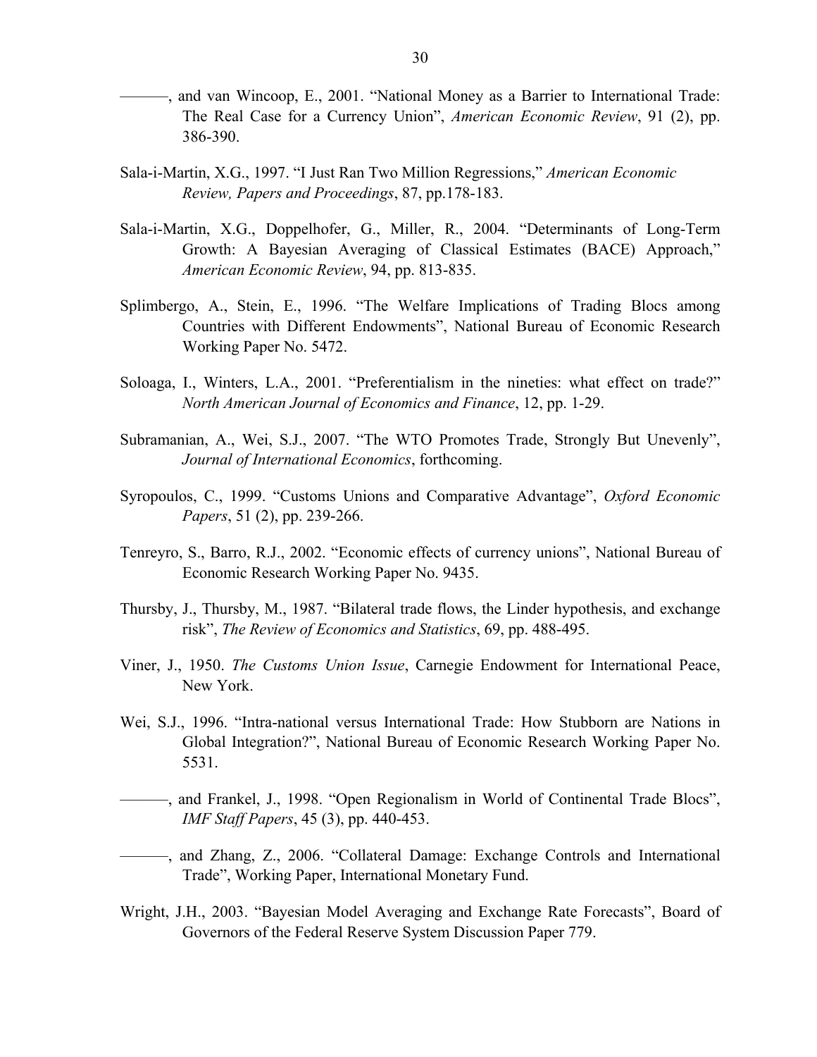———, and van Wincoop, E., 2001. “National Money as a Barrier to International Trade: The Real Case for a Currency Union”, *American Economic Review*, 91 (2), pp. 386-390.

Sala-i-Martin, X.G., 1997. “I Just Ran Two Million Regressions,” *American Economic Review, Papers and Proceedings*, 87, pp.178-183.

Sala-i-Martin, X.G., Doppelhofer, G., Miller, R., 2004. “Determinants of Long-Term Growth: A Bayesian Averaging of Classical Estimates (BACE) Approach,” *American Economic Review*, 94, pp. 813-835.

Splimbergo, A., Stein, E., 1996. “The Welfare Implications of Trading Blocs among Countries with Different Endowments”, National Bureau of Economic Research Working Paper No. 5472.

Soloaga, I., Winters, L.A., 2001. “Preferentialism in the nineties: what effect on trade?” *North American Journal of Economics and Finance*, 12, pp. 1-29.

Subramanian, A., Wei, S.J., 2007. “The WTO Promotes Trade, Strongly But Unevenly”, *Journal of International Economics*, forthcoming.

Syropoulos, C., 1999. “Customs Unions and Comparative Advantage”, *Oxford Economic Papers*, 51 (2), pp. 239-266.

Tenreyro, S., Barro, R.J., 2002. “Economic effects of currency unions”, National Bureau of Economic Research Working Paper No. 9435.

Thursby, J., Thursby, M., 1987. “Bilateral trade flows, the Linder hypothesis, and exchange risk”, *The Review of Economics and Statistics*, 69, pp. 488-495.

Viner, J., 1950. *The Customs Union Issue*, Carnegie Endowment for International Peace, New York.

Wei, S.J., 1996. “Intra-national versus International Trade: How Stubborn are Nations in Global Integration?”, National Bureau of Economic Research Working Paper No. 5531.

———, and Frankel, J., 1998. “Open Regionalism in World of Continental Trade Blocs”, *IMF Staff Papers*, 45 (3), pp. 440-453.

———, and Zhang, Z., 2006. “Collateral Damage: Exchange Controls and International Trade”, Working Paper, International Monetary Fund.

Wright, J.H., 2003. “Bayesian Model Averaging and Exchange Rate Forecasts”, Board of Governors of the Federal Reserve System Discussion Paper 779.